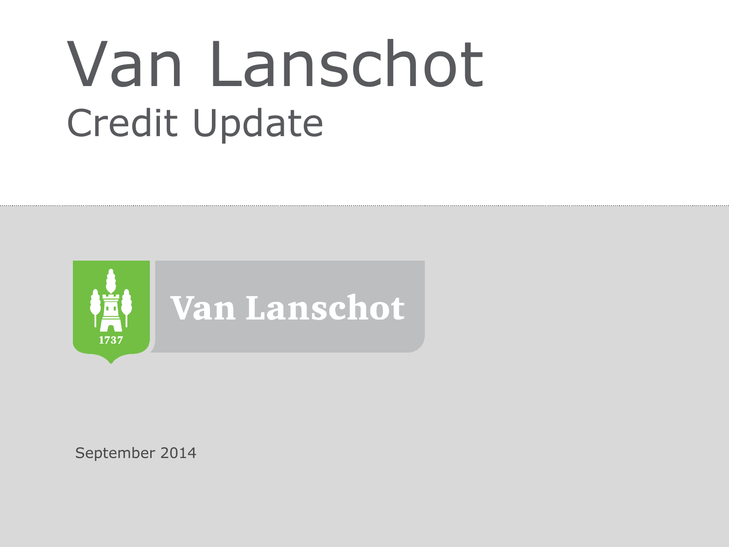# Van Lanschot

## Credit Update

Van Lanschot

1737

September 2014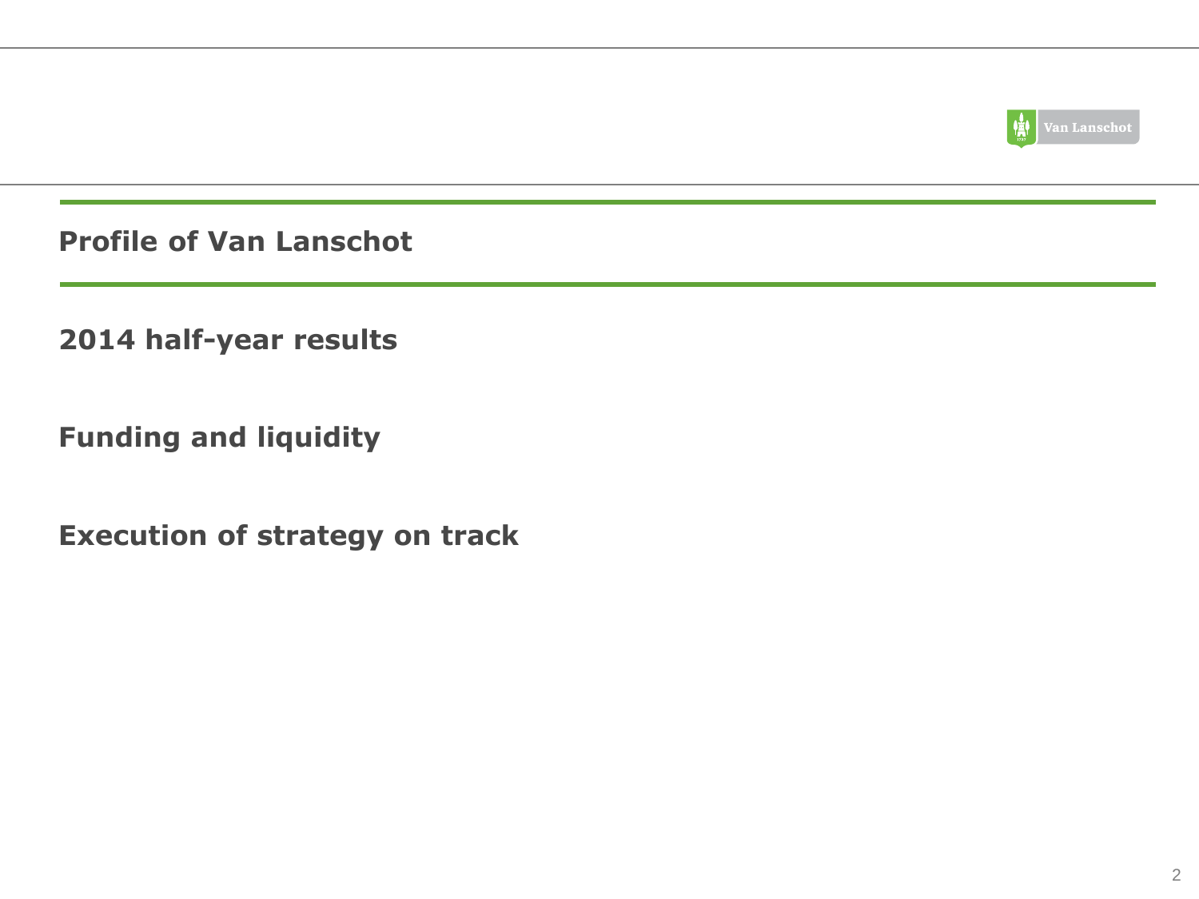**Profile of Van Lanschot**

**2014 half-year results**

**Funding and liquidity**

**Execution of strategy on track**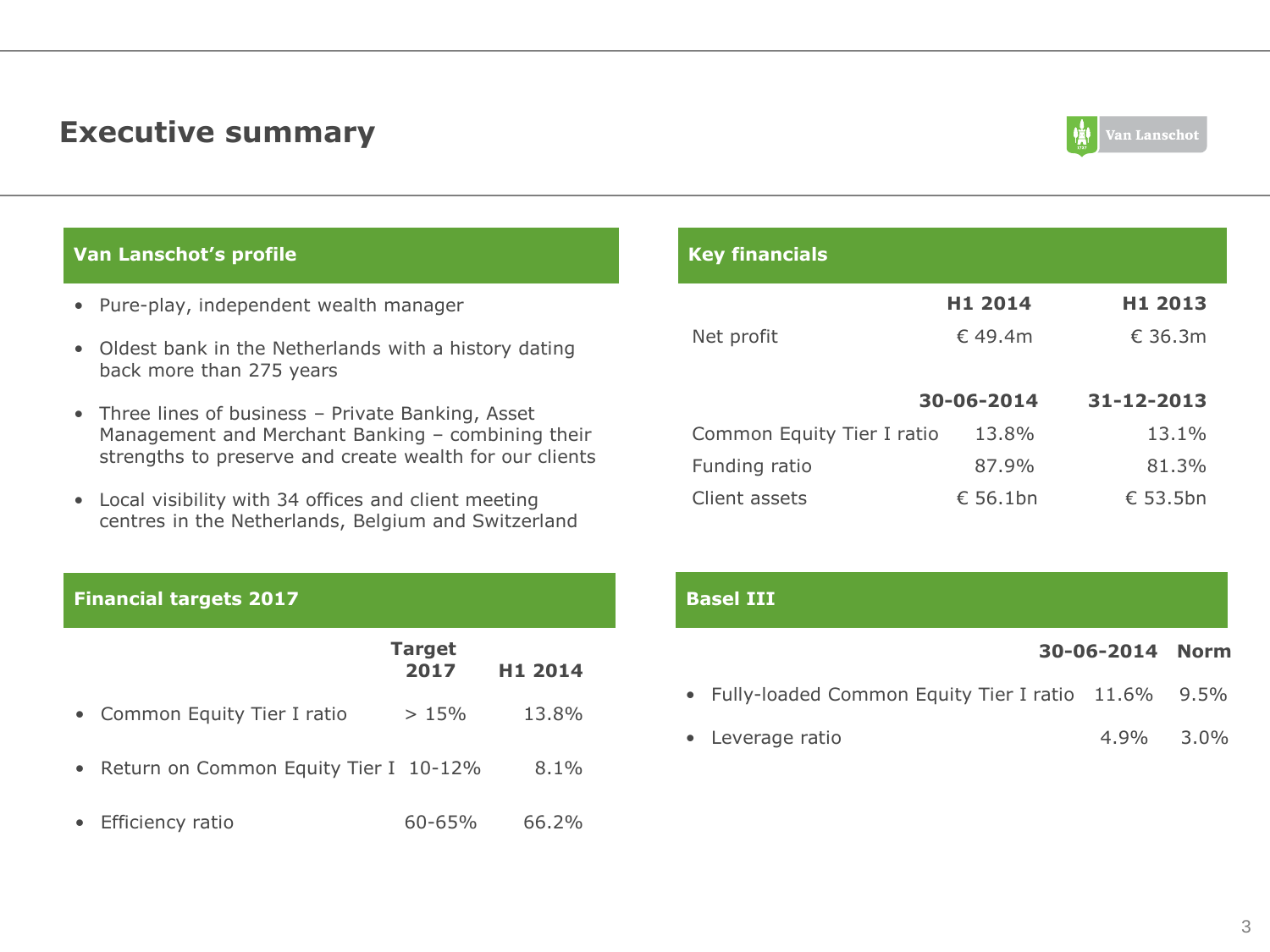# Executive summary

## Van Lanschot's profile

- Pure-play, independent wealth manager
- Oldest bank in the Netherlands with a history dating back more than 275 years
- Three lines of business – Private Banking, Asset Management and Merchant Banking – combining their strengths to preserve and create wealth for our clients
- Local visibility with 34 offices and client meeting centres in the Netherlands, Belgium and Switzerland

## Key financials

| | H1 2014 | H1 2013 |
|---|---|---|
| Net profit | € 49.4m | € 36.3m |

| | 30-06-2014 | 31-12-2013 |
|---|---|---|
| Common Equity Tier I ratio | 13.8% | 13.1% |
| Funding ratio | 87.9% | 81.3% |
| Client assets | € 56.1bn | € 53.5bn |

## Financial targets 2017

| | Target 2017 | H1 2014 |
|---|---|---|
| Common Equity Tier I ratio | > 15% | 13.8% |
| Return on Common Equity Tier I | 10-12% | 8.1% |
| Efficiency ratio | 60-65% | 66.2% |

## Basel III

| | 30-06-2014 | Norm |
|---|---|---|
| Fully-loaded Common Equity Tier I ratio | 11.6% | 9.5% |
| Leverage ratio | 4.9% | 3.0% |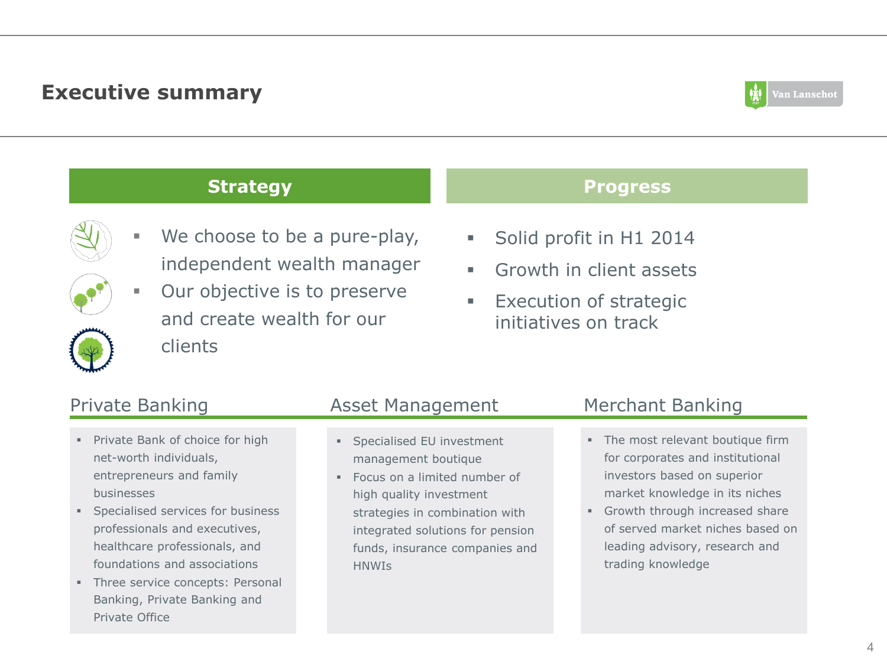# Executive summary

## Strategy

- We choose to be a pure-play, independent wealth manager
- Our objective is to preserve and create wealth for our clients

## Progress

- Solid profit in H1 2014
- Growth in client assets
- Execution of strategic initiatives on track

### Private Banking

- Private Bank of choice for high net-worth individuals, entrepreneurs and family businesses
- Specialised services for business professionals and executives, healthcare professionals, and foundations and associations
- Three service concepts: Personal Banking, Private Banking and Private Office

### Asset Management

- Specialised EU investment management boutique
- Focus on a limited number of high quality investment strategies in combination with integrated solutions for pension funds, insurance companies and HNWIs

### Merchant Banking

- The most relevant boutique firm for corporates and institutional investors based on superior market knowledge in its niches
- Growth through increased share of served market niches based on leading advisory, research and trading knowledge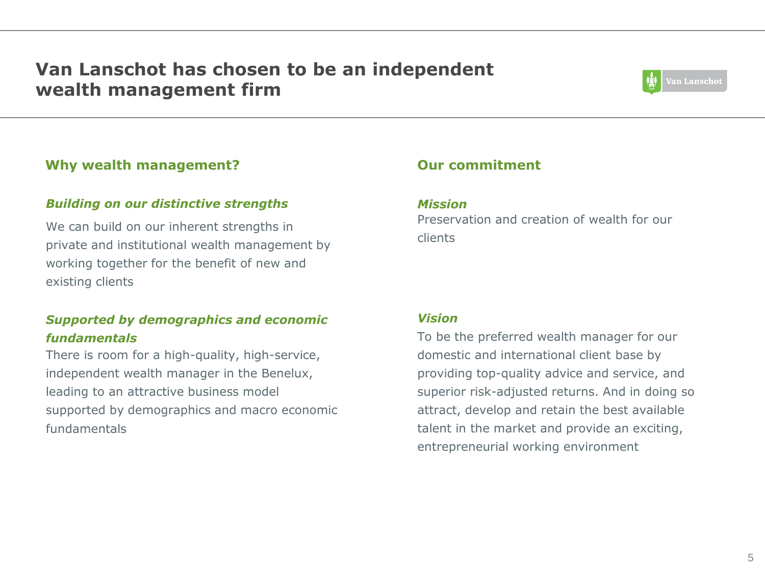# Van Lanschot has chosen to be an independent wealth management firm

## Why wealth management?

### *Building on our distinctive strengths*

We can build on our inherent strengths in private and institutional wealth management by working together for the benefit of new and existing clients

### *Supported by demographics and economic fundamentals*

There is room for a high-quality, high-service, independent wealth manager in the Benelux, leading to an attractive business model supported by demographics and macro economic fundamentals

## Our commitment

### *Mission*

Preservation and creation of wealth for our clients

### *Vision*

To be the preferred wealth manager for our domestic and international client base by providing top-quality advice and service, and superior risk-adjusted returns. And in doing so attract, develop and retain the best available talent in the market and provide an exciting, entrepreneurial working environment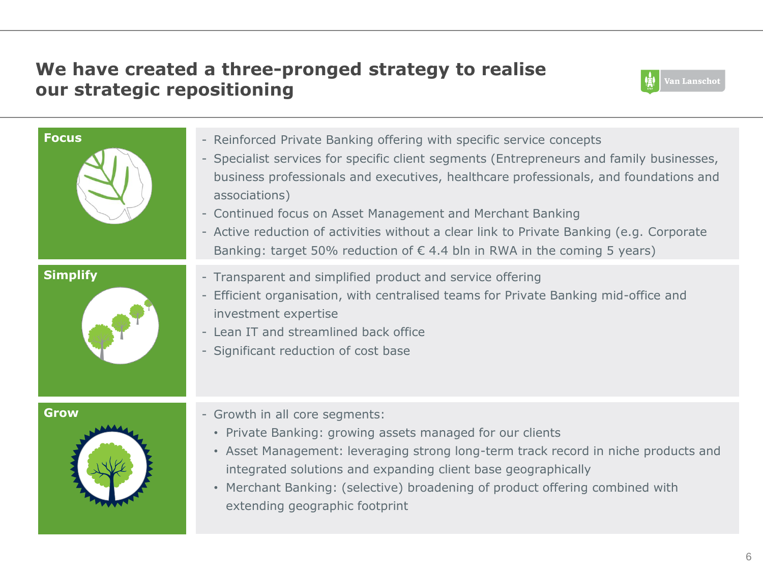# We have created a three-pronged strategy to realise our strategic repositioning

## Focus

- Reinforced Private Banking offering with specific service concepts
- Specialist services for specific client segments (Entrepreneurs and family businesses, business professionals and executives, healthcare professionals, and foundations and associations)
- Continued focus on Asset Management and Merchant Banking
- Active reduction of activities without a clear link to Private Banking (e.g. Corporate Banking: target 50% reduction of € 4.4 bln in RWA in the coming 5 years)

## Simplify

- Transparent and simplified product and service offering
- Efficient organisation, with centralised teams for Private Banking mid-office and investment expertise
- Lean IT and streamlined back office
- Significant reduction of cost base

## Grow

- Growth in all core segments:
  - Private Banking: growing assets managed for our clients
  - Asset Management: leveraging strong long-term track record in niche products and integrated solutions and expanding client base geographically
  - Merchant Banking: (selective) broadening of product offering combined with extending geographic footprint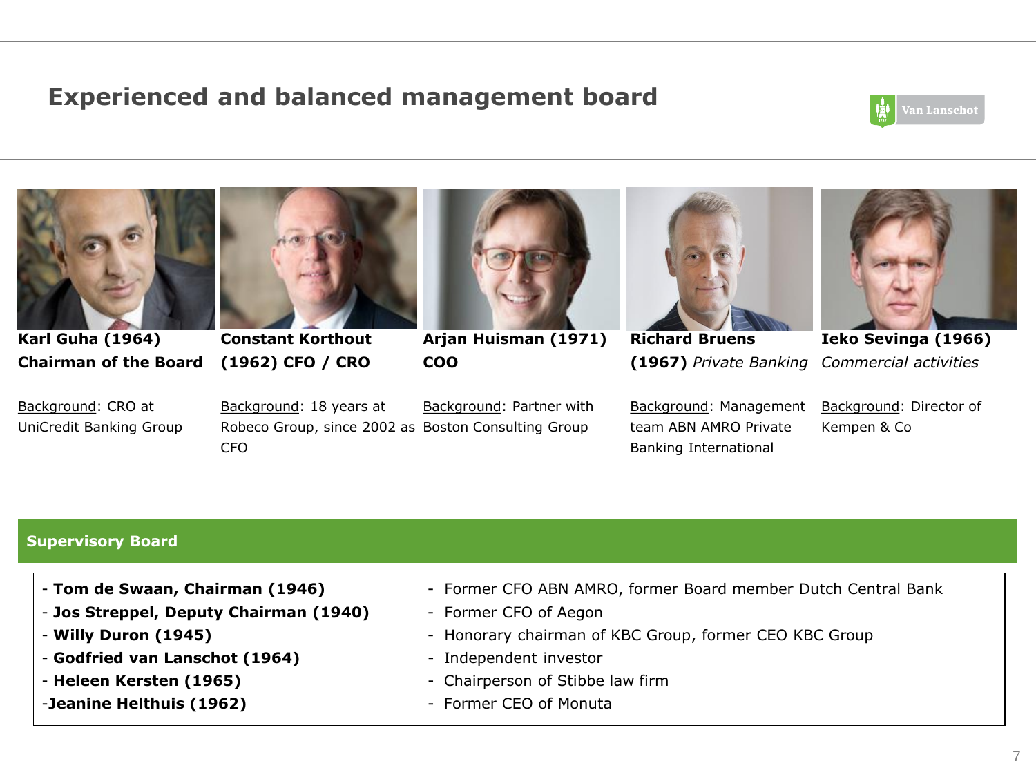# Experienced and balanced management board

**Karl Guha (1964)**
**Chairman of the Board**

Background: CRO at UniCredit Banking Group

**Constant Korthout (1962) CFO / CRO**

Background: 18 years at Robeco Group, since 2002 as CFO

**Arjan Huisman (1971)**
**COO**

Background: Partner with Boston Consulting Group

**Richard Bruens (1967)** *Private Banking*

Background: Management team ABN AMRO Private Banking International

**Ieko Sevinga (1966)**
*Commercial activities*

Background: Director of Kempen & Co

## Supervisory Board

| | |
|---|---|
| - **Tom de Swaan, Chairman (1946)** | - Former CFO ABN AMRO, former Board member Dutch Central Bank |
| - **Jos Streppel, Deputy Chairman (1940)** | - Former CFO of Aegon |
| - **Willy Duron (1945)** | - Honorary chairman of KBC Group, former CEO KBC Group |
| - **Godfried van Lanschot (1964)** | - Independent investor |
| - **Heleen Kersten (1965)** | - Chairperson of Stibbe law firm |
| -**Jeanine Helthuis (1962)** | - Former CEO of Monuta |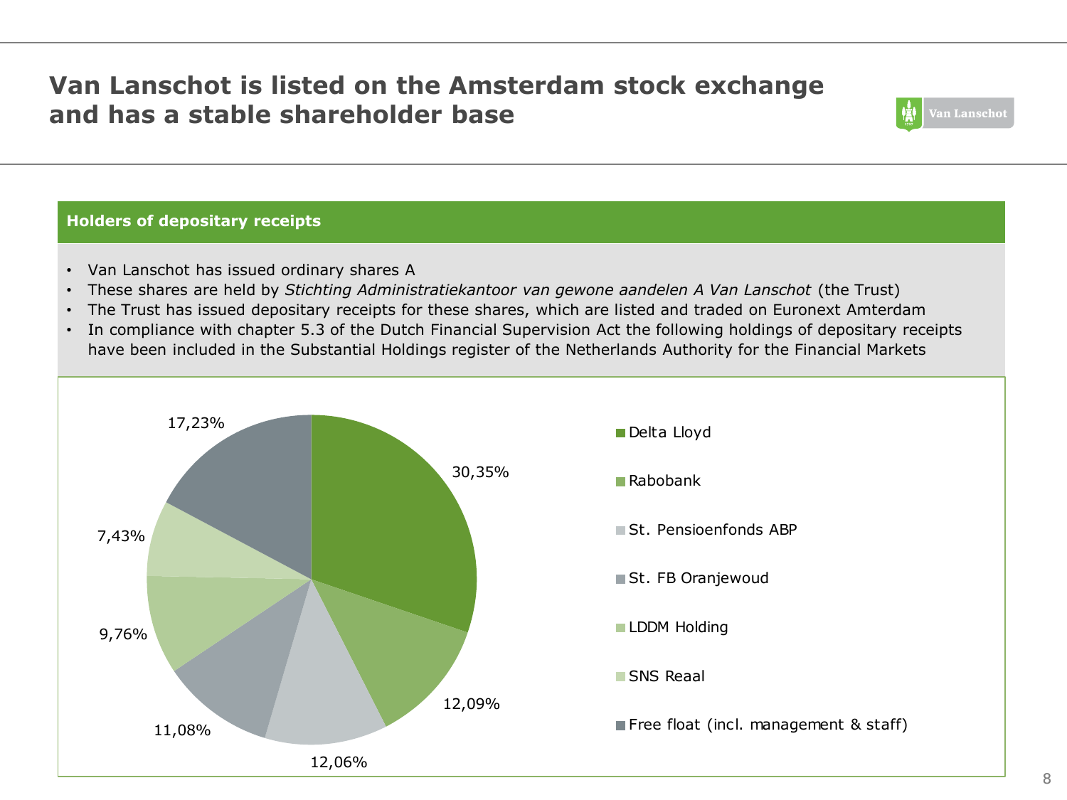# Van Lanschot is listed on the Amsterdam stock exchange and has a stable shareholder base

Van Lanschot

## Holders of depositary receipts

- Van Lanschot has issued ordinary shares A
- These shares are held by *Stichting Administratiekantoor van gewone aandelen A Van Lanschot* (the Trust)
- The Trust has issued depositary receipts for these shares, which are listed and traded on Euronext Amterdam
- In compliance with chapter 5.3 of the Dutch Financial Supervision Act the following holdings of depositary receipts have been included in the Substantial Holdings register of the Netherlands Authority for the Financial Markets

| Holder | Share |
| --- | --- |
| Delta Lloyd | 30,35% |
| Rabobank | 12,09% |
| St. Pensioenfonds ABP | 12,06% |
| St. FB Oranjewoud | 11,08% |
| LDDM Holding | 9,76% |
| SNS Reaal | 7,43% |
| Free float (incl. management & staff) | 17,23% |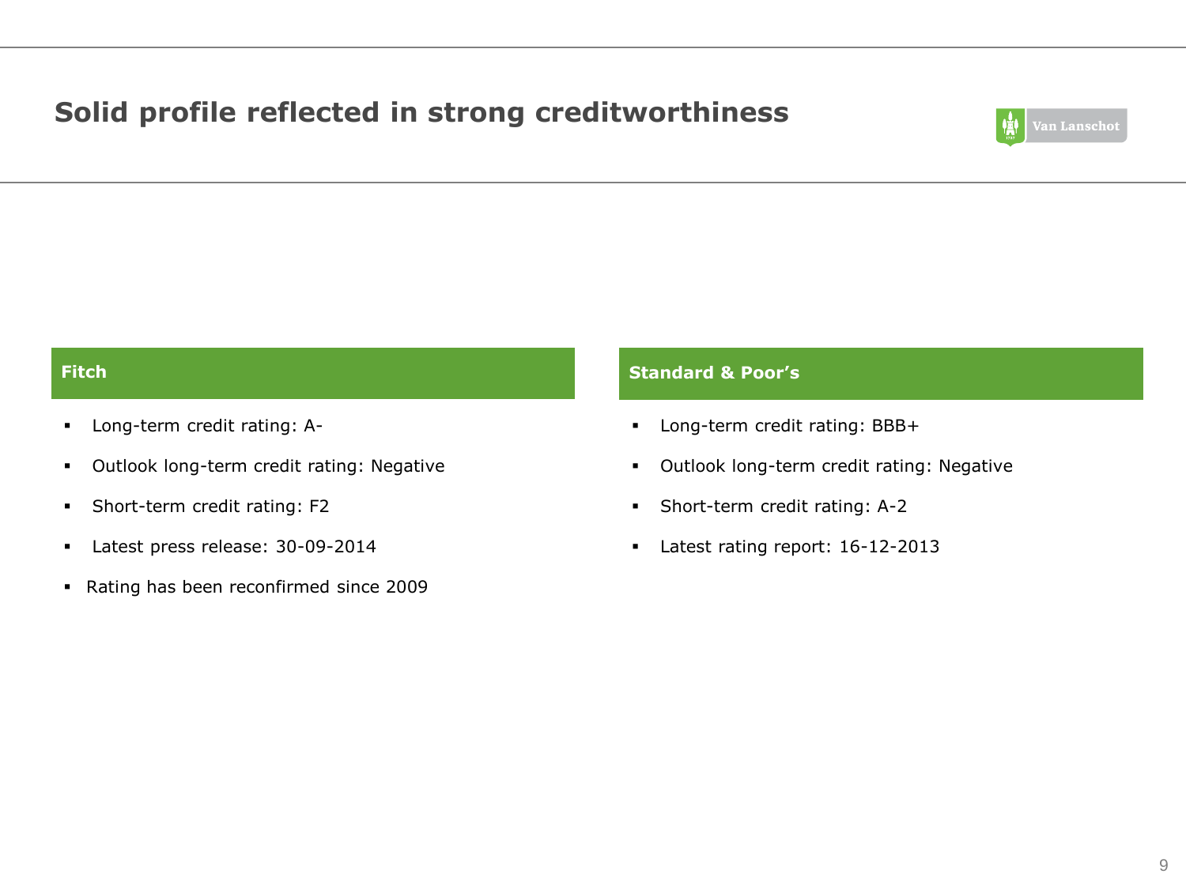# Solid profile reflected in strong creditworthiness

## Fitch

- Long-term credit rating: A-
- Outlook long-term credit rating: Negative
- Short-term credit rating: F2
- Latest press release: 30-09-2014
- Rating has been reconfirmed since 2009

## Standard & Poor's

- Long-term credit rating: BBB+
- Outlook long-term credit rating: Negative
- Short-term credit rating: A-2
- Latest rating report: 16-12-2013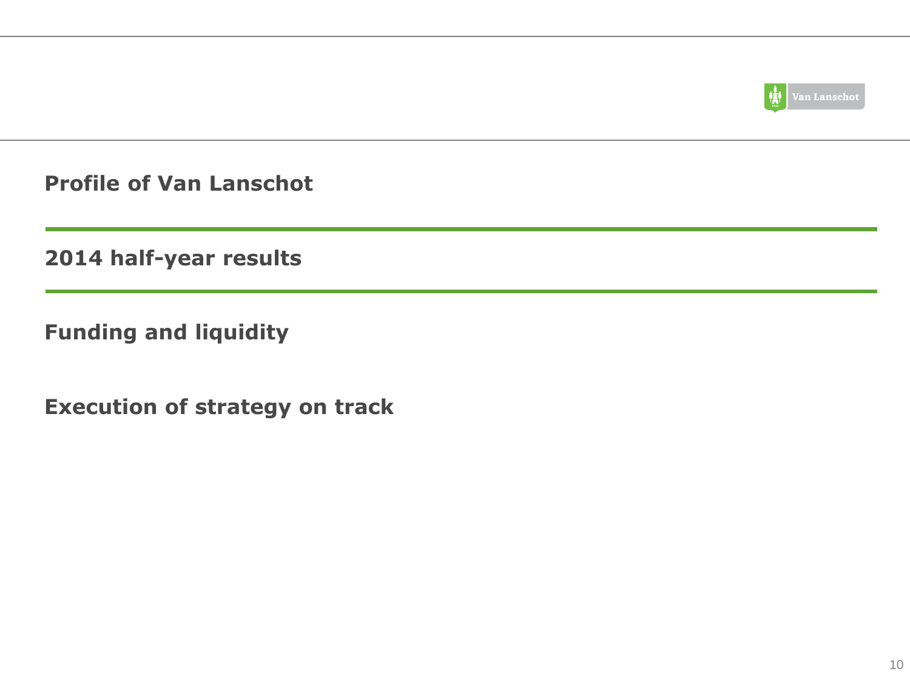**Profile of Van Lanschot**

**2014 half-year results**

**Funding and liquidity**

**Execution of strategy on track**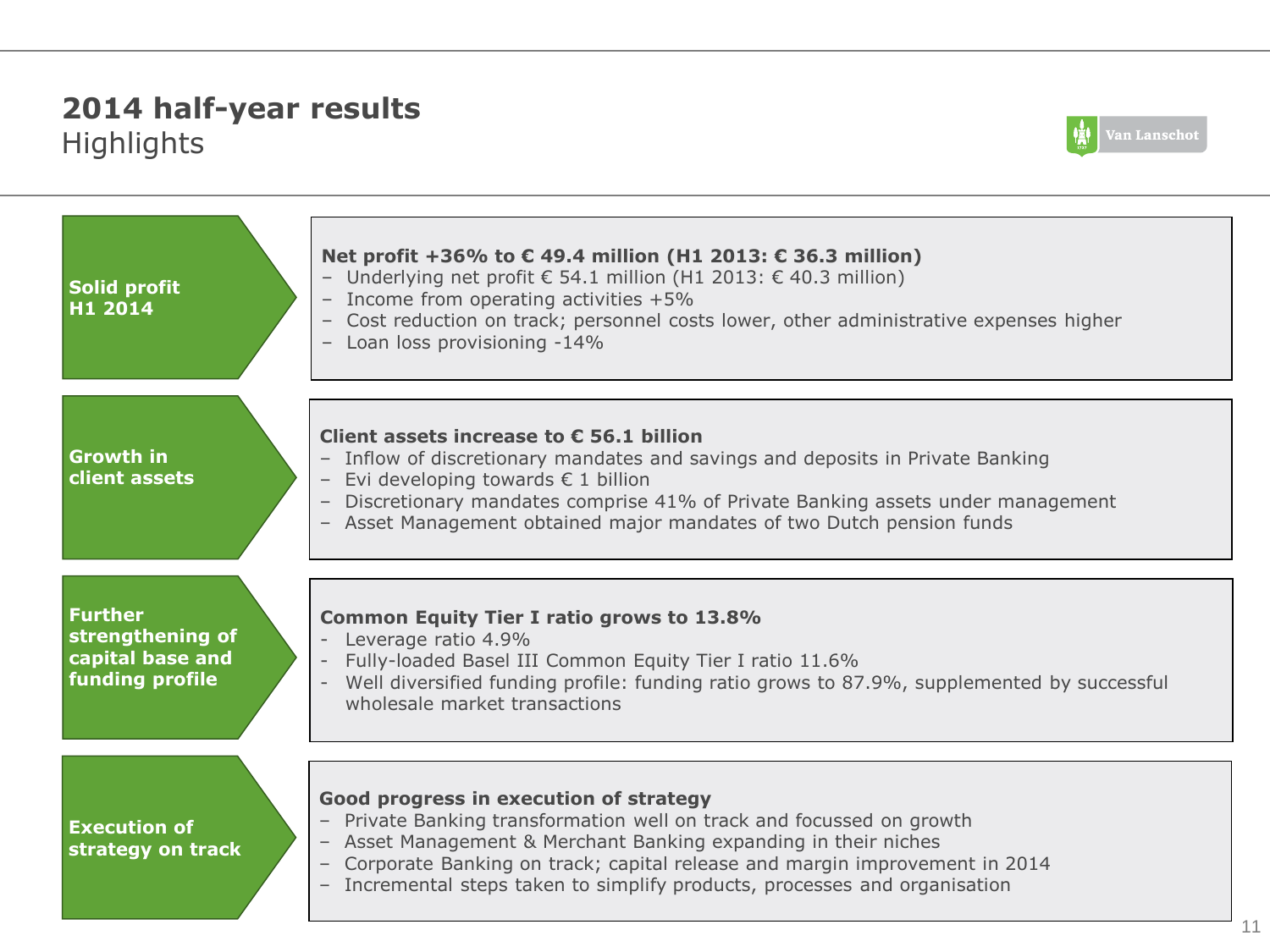# 2014 half-year results

## Highlights

Van Lanschot

### Solid profit H1 2014

**Net profit +36% to € 49.4 million (H1 2013: € 36.3 million)**

- Underlying net profit € 54.1 million (H1 2013: € 40.3 million)
- Income from operating activities +5%
- Cost reduction on track; personnel costs lower, other administrative expenses higher
- Loan loss provisioning -14%

### Growth in client assets

**Client assets increase to € 56.1 billion**

- Inflow of discretionary mandates and savings and deposits in Private Banking
- Evi developing towards € 1 billion
- Discretionary mandates comprise 41% of Private Banking assets under management
- Asset Management obtained major mandates of two Dutch pension funds

### Further strengthening of capital base and funding profile

**Common Equity Tier I ratio grows to 13.8%**

- Leverage ratio 4.9%
- Fully-loaded Basel III Common Equity Tier I ratio 11.6%
- Well diversified funding profile: funding ratio grows to 87.9%, supplemented by successful wholesale market transactions

### Execution of strategy on track

**Good progress in execution of strategy**

- Private Banking transformation well on track and focussed on growth
- Asset Management & Merchant Banking expanding in their niches
- Corporate Banking on track; capital release and margin improvement in 2014
- Incremental steps taken to simplify products, processes and organisation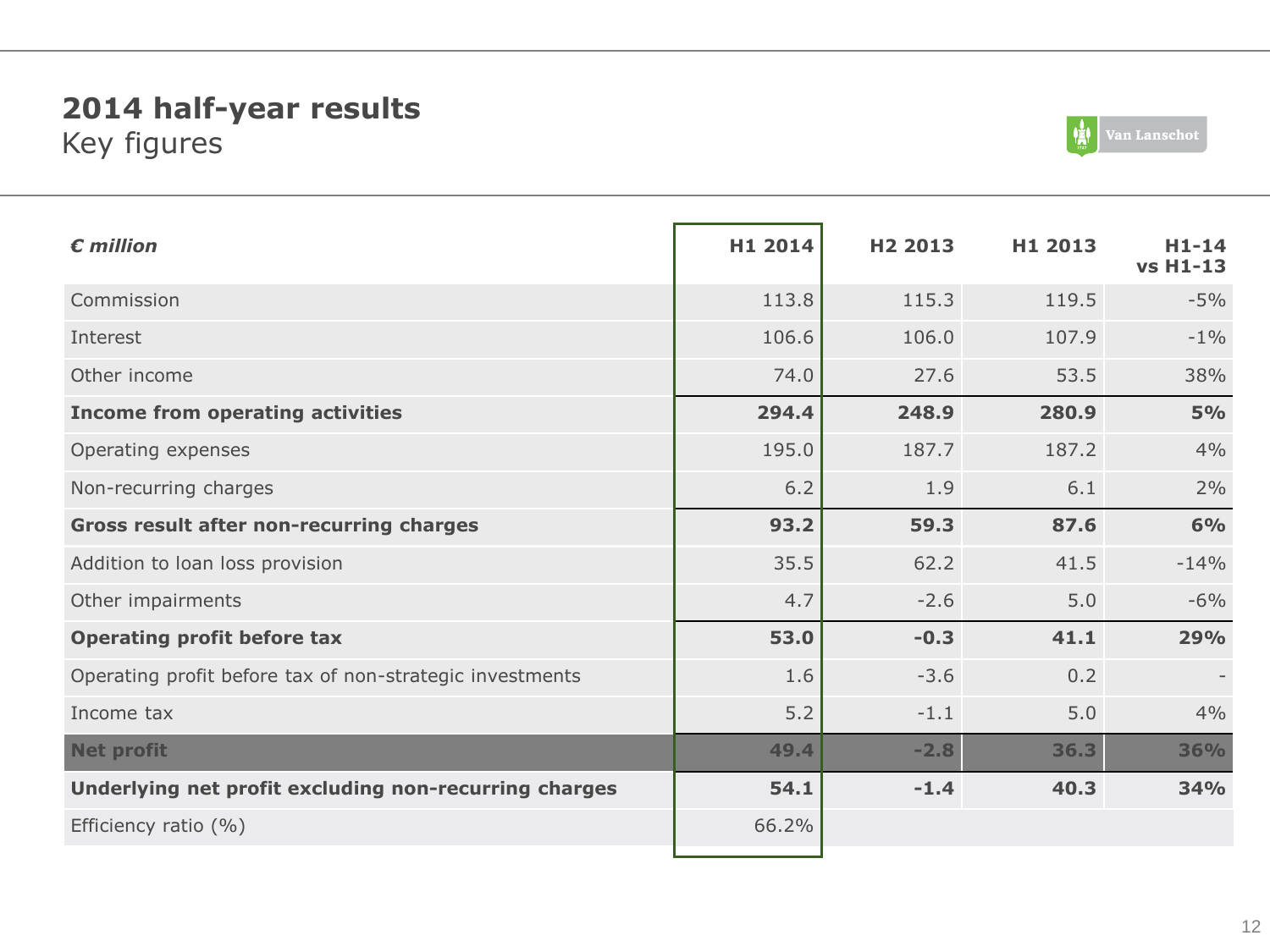# 2014 half-year results

## Key figures

| *€ million* | H1 2014 | H2 2013 | H1 2013 | H1-14 vs H1-13 |
|---|---|---|---|---|
| Commission | 113.8 | 115.3 | 119.5 | -5% |
| Interest | 106.6 | 106.0 | 107.9 | -1% |
| Other income | 74.0 | 27.6 | 53.5 | 38% |
| **Income from operating activities** | **294.4** | **248.9** | **280.9** | **5%** |
| Operating expenses | 195.0 | 187.7 | 187.2 | 4% |
| Non-recurring charges | 6.2 | 1.9 | 6.1 | 2% |
| **Gross result after non-recurring charges** | **93.2** | **59.3** | **87.6** | **6%** |
| Addition to loan loss provision | 35.5 | 62.2 | 41.5 | -14% |
| Other impairments | 4.7 | -2.6 | 5.0 | -6% |
| **Operating profit before tax** | **53.0** | **-0.3** | **41.1** | **29%** |
| Operating profit before tax of non-strategic investments | 1.6 | -3.6 | 0.2 | - |
| Income tax | 5.2 | -1.1 | 5.0 | 4% |
| **Net profit** | **49.4** | **-2.8** | **36.3** | **36%** |
| **Underlying net profit excluding non-recurring charges** | **54.1** | **-1.4** | **40.3** | **34%** |
| Efficiency ratio (%) | 66.2% | | | |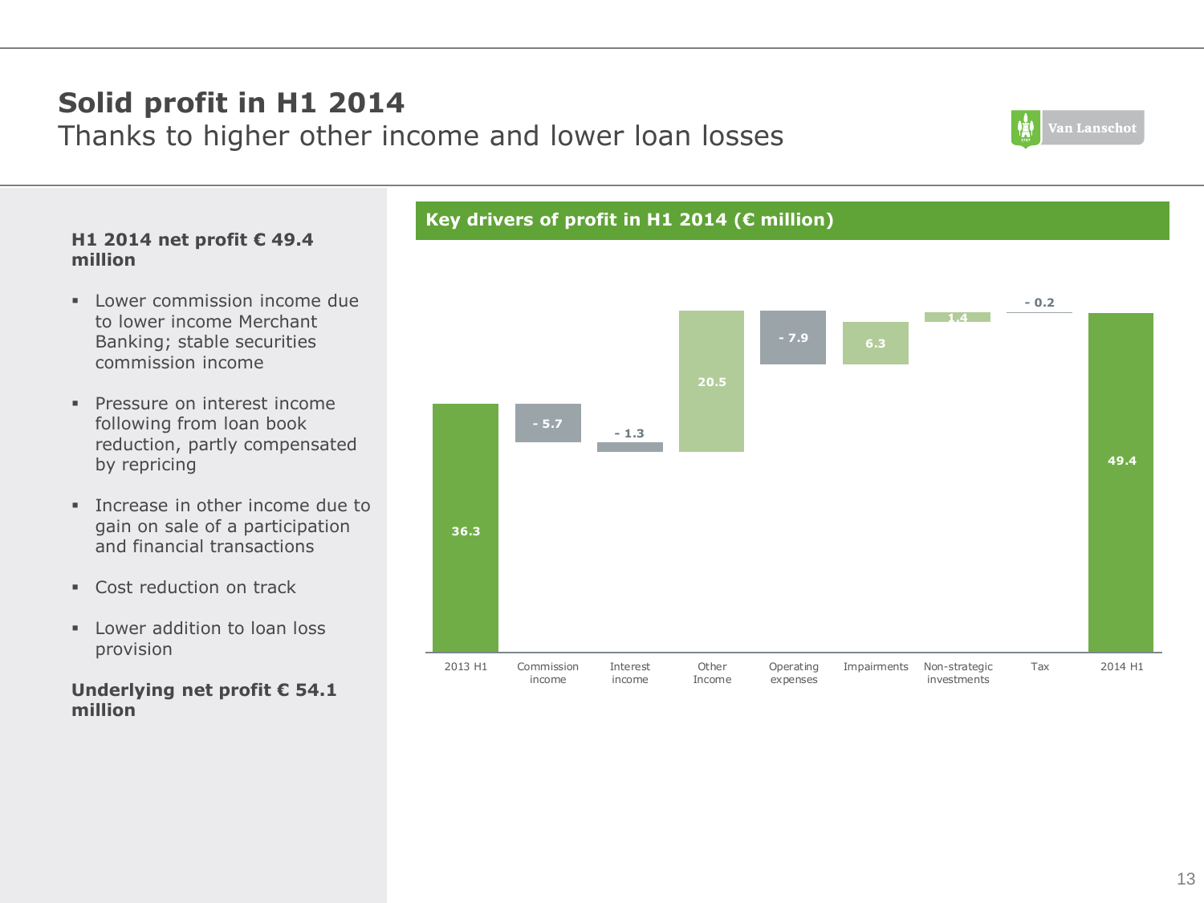# Solid profit in H1 2014

## Thanks to higher other income and lower loan losses

**H1 2014 net profit € 49.4 million**

- Lower commission income due to lower income Merchant Banking; stable securities commission income
- Pressure on interest income following from loan book reduction, partly compensated by repricing
- Increase in other income due to gain on sale of a participation and financial transactions
- Cost reduction on track
- Lower addition to loan loss provision

**Underlying net profit € 54.1 million**

### Key drivers of profit in H1 2014 (€ million)

| 2013 H1 | Commission income | Interest income | Other Income | Operating expenses | Impairments | Non-strategic investments | Tax | 2014 H1 |
|---|---|---|---|---|---|---|---|---|
| 36.3 | - 5.7 | - 1.3 | 20.5 | - 7.9 | 6.3 | 1.4 | - 0.2 | 49.4 |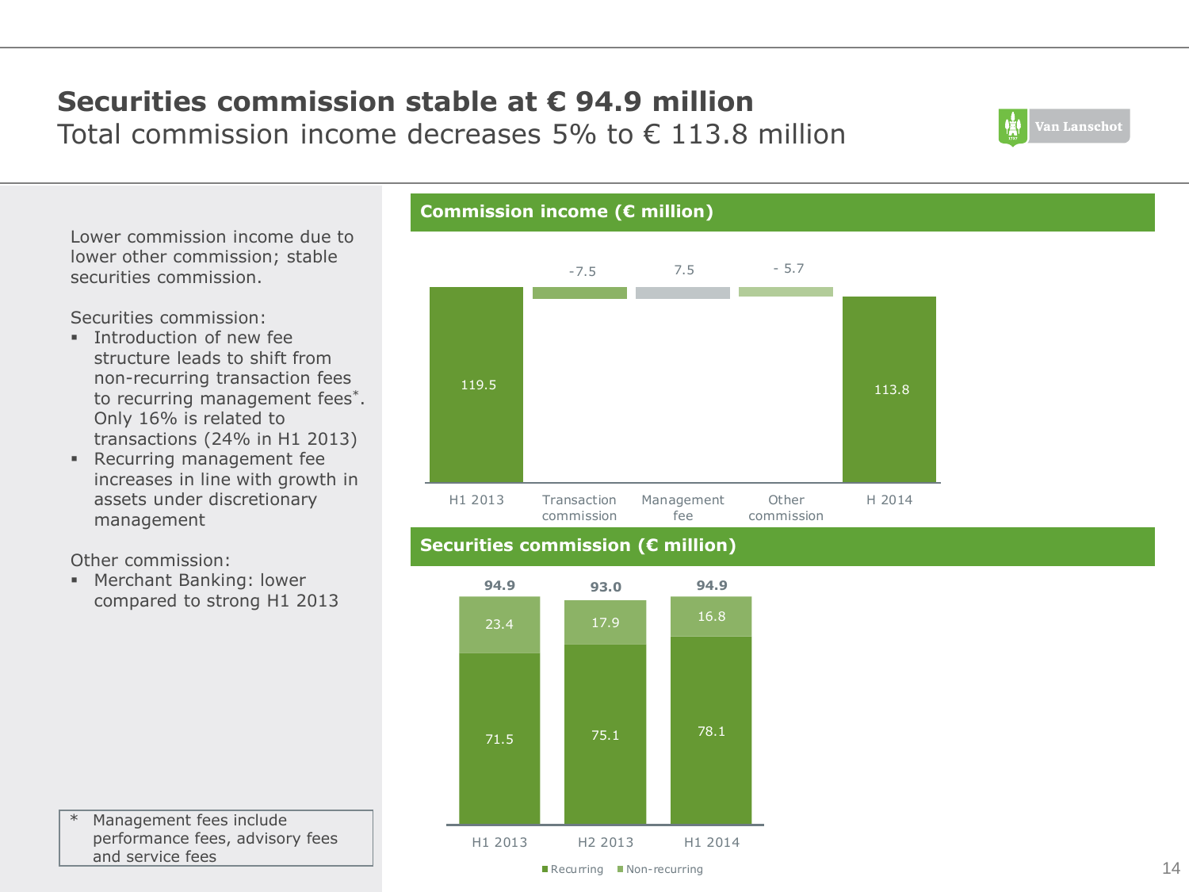# Securities commission stable at € 94.9 million

## Total commission income decreases 5% to € 113.8 million

Lower commission income due to lower other commission; stable securities commission.

Securities commission:

- Introduction of new fee structure leads to shift from non-recurring transaction fees to recurring management fees*. Only 16% is related to transactions (24% in H1 2013)
- Recurring management fee increases in line with growth in assets under discretionary management

Other commission:

- Merchant Banking: lower compared to strong H1 2013

\* Management fees include performance fees, advisory fees and service fees

### Commission income (€ million)

| H1 2013 | Transaction commission | Management fee | Other commission | H 2014 |
|---|---|---|---|---|
| 119.5 | -7.5 | 7.5 | - 5.7 | 113.8 |

### Securities commission (€ million)

| | H1 2013 | H2 2013 | H1 2014 |
|---|---|---|---|
| Recurring | 71.5 | 75.1 | 78.1 |
| Non-recurring | 23.4 | 17.9 | 16.8 |
| Total | 94.9 | 93.0 | 94.9 |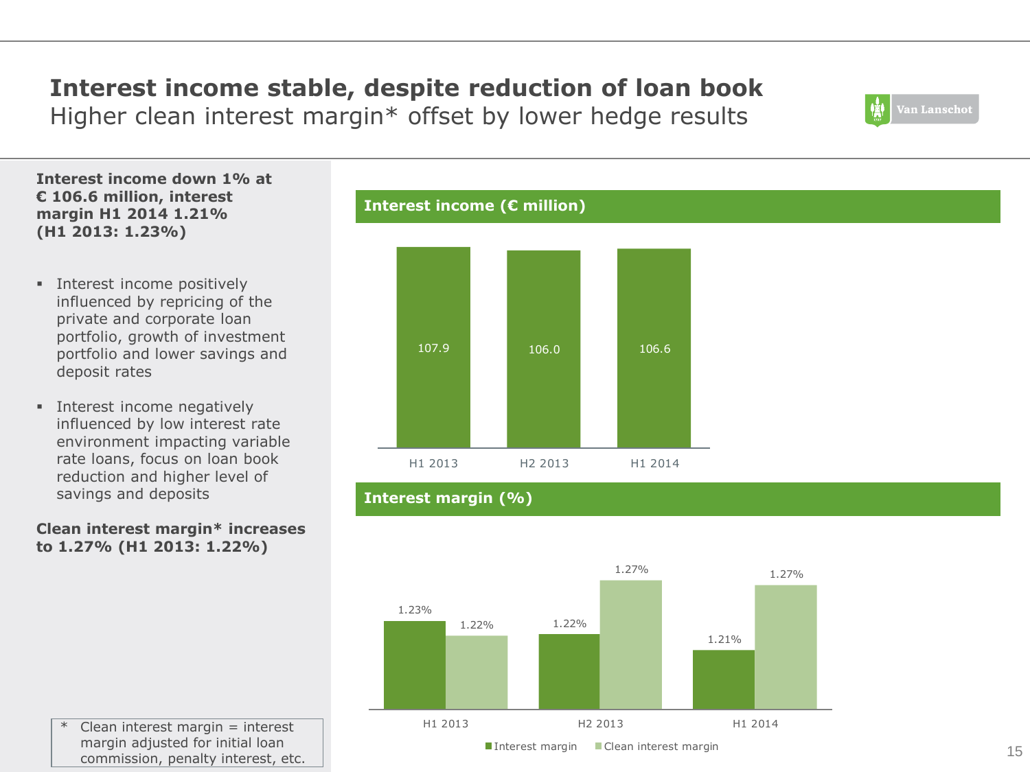# Interest income stable, despite reduction of loan book

## Higher clean interest margin* offset by lower hedge results

**Interest income down 1% at € 106.6 million, interest margin H1 2014 1.21% (H1 2013: 1.23%)**

- Interest income positively influenced by repricing of the private and corporate loan portfolio, growth of investment portfolio and lower savings and deposit rates
- Interest income negatively influenced by low interest rate environment impacting variable rate loans, focus on loan book reduction and higher level of savings and deposits

**Clean interest margin* increases to 1.27% (H1 2013: 1.22%)**

### Interest income (€ million)

| | H1 2013 | H2 2013 | H1 2014 |
|---|---|---|---|
| Interest income | 107.9 | 106.0 | 106.6 |

### Interest margin (%)

| | H1 2013 | H2 2013 | H1 2014 |
|---|---|---|---|
| Interest margin | 1.23% | 1.22% | 1.21% |
| Clean interest margin | 1.22% | 1.27% | 1.27% |

\* Clean interest margin = interest margin adjusted for initial loan commission, penalty interest, etc.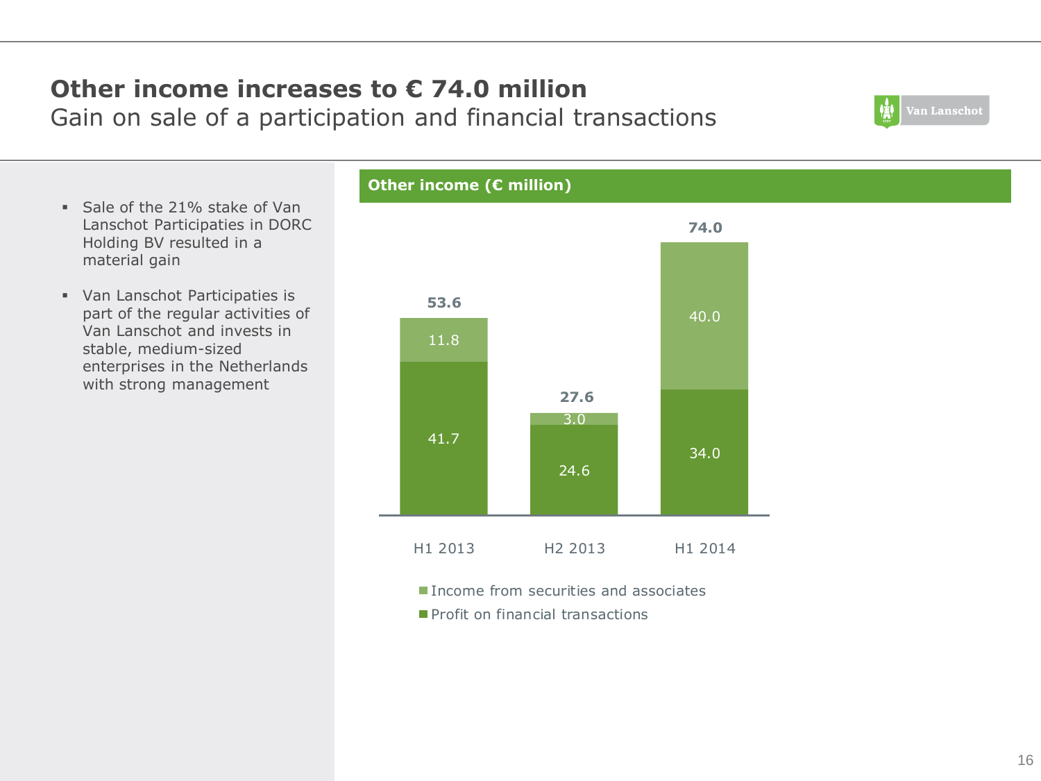# Other income increases to € 74.0 million

## Gain on sale of a participation and financial transactions

- Sale of the 21% stake of Van Lanschot Participaties in DORC Holding BV resulted in a material gain
- Van Lanschot Participaties is part of the regular activities of Van Lanschot and invests in stable, medium-sized enterprises in the Netherlands with strong management

**Other income (€ million)**

| | H1 2013 | H2 2013 | H1 2014 |
|---|---|---|---|
| Income from securities and associates | 11.8 | 3.0 | 40.0 |
| Profit on financial transactions | 41.7 | 24.6 | 34.0 |
| **Total** | **53.6** | **27.6** | **74.0** |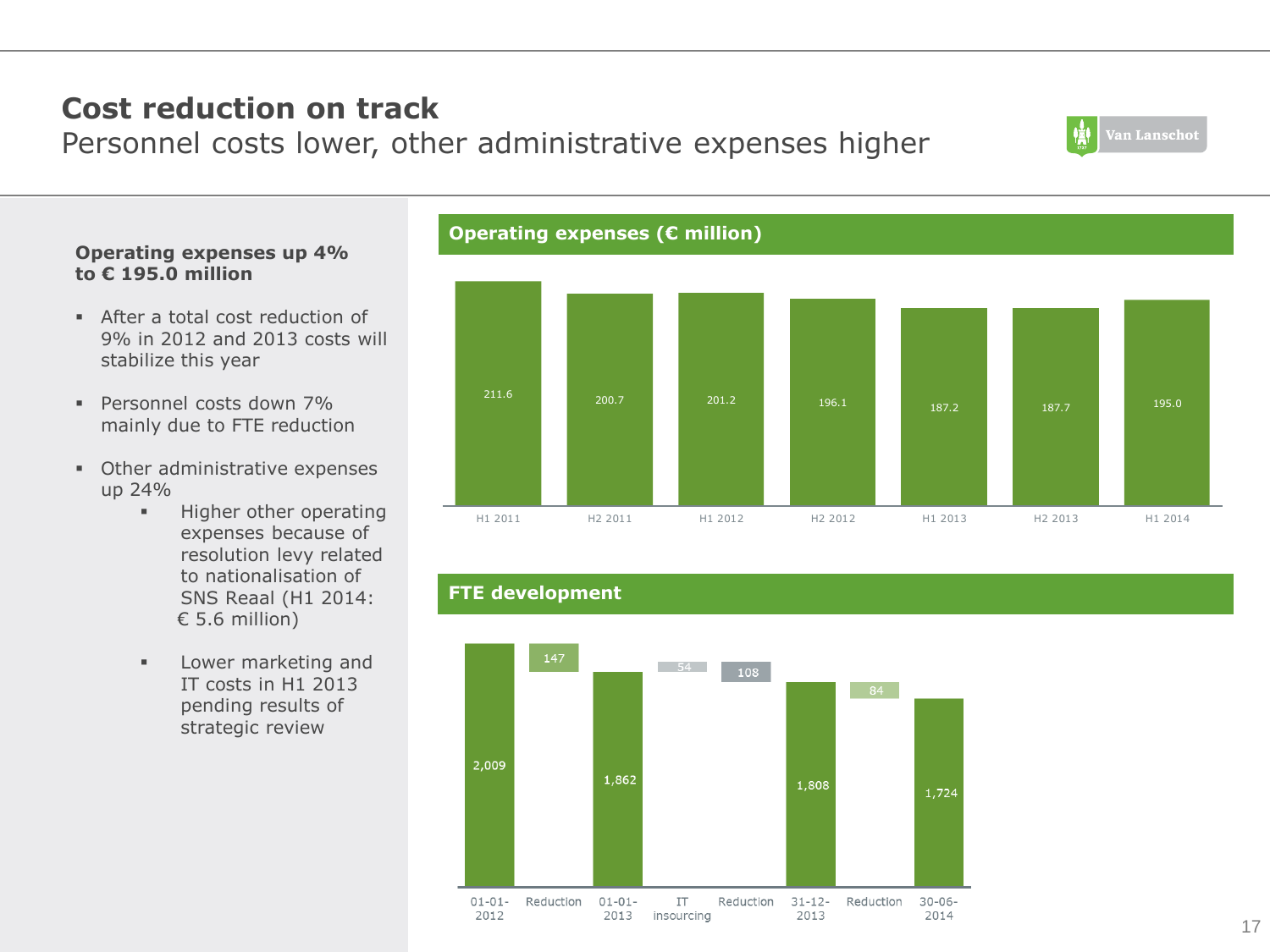# Cost reduction on track

## Personnel costs lower, other administrative expenses higher

**Operating expenses up 4% to € 195.0 million**

- After a total cost reduction of 9% in 2012 and 2013 costs will stabilize this year
- Personnel costs down 7% mainly due to FTE reduction
- Other administrative expenses up 24%
  - Higher other operating expenses because of resolution levy related to nationalisation of SNS Reaal (H1 2014: € 5.6 million)
  - Lower marketing and IT costs in H1 2013 pending results of strategic review

### Operating expenses (€ million)

| H1 2011 | H2 2011 | H1 2012 | H2 2012 | H1 2013 | H2 2013 | H1 2014 |
|---|---|---|---|---|---|---|
| 211.6 | 200.7 | 201.2 | 196.1 | 187.2 | 187.7 | 195.0 |

### FTE development

| 01-01-2012 | Reduction | 01-01-2013 | IT insourcing | Reduction | 31-12-2013 | Reduction | 30-06-2014 |
|---|---|---|---|---|---|---|---|
| 2,009 | 147 | 1,862 | 54 | 108 | 1,808 | 84 | 1,724 |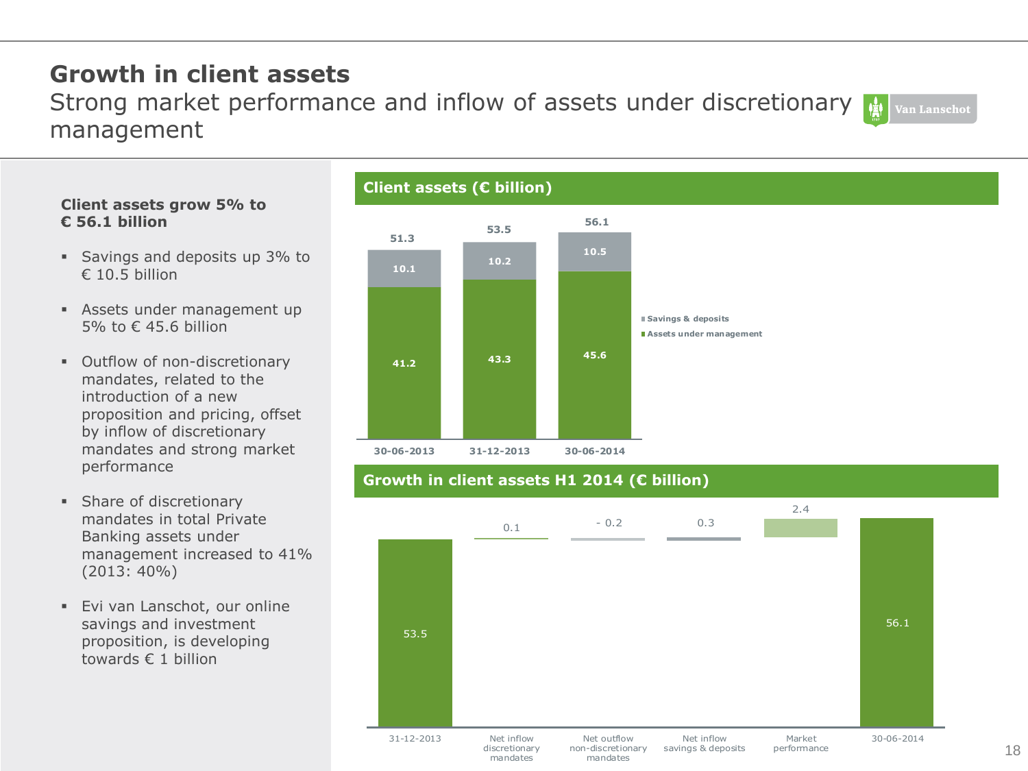# Growth in client assets

## Strong market performance and inflow of assets under discretionary management

**Client assets grow 5% to € 56.1 billion**

- Savings and deposits up 3% to € 10.5 billion
- Assets under management up 5% to € 45.6 billion
- Outflow of non-discretionary mandates, related to the introduction of a new proposition and pricing, offset by inflow of discretionary mandates and strong market performance
- Share of discretionary mandates in total Private Banking assets under management increased to 41% (2013: 40%)
- Evi van Lanschot, our online savings and investment proposition, is developing towards € 1 billion

### Client assets (€ billion)

| | 30-06-2013 | 31-12-2013 | 30-06-2014 |
|---|---|---|---|
| Savings & deposits | 10.1 | 10.2 | 10.5 |
| Assets under management | 41.2 | 43.3 | 45.6 |
| Total | 51.3 | 53.5 | 56.1 |

### Growth in client assets H1 2014 (€ billion)

| 31-12-2013 | Net inflow discretionary mandates | Net outflow non-discretionary mandates | Net inflow savings & deposits | Market performance | 30-06-2014 |
|---|---|---|---|---|---|
| 53.5 | 0.1 | - 0.2 | 0.3 | 2.4 | 56.1 |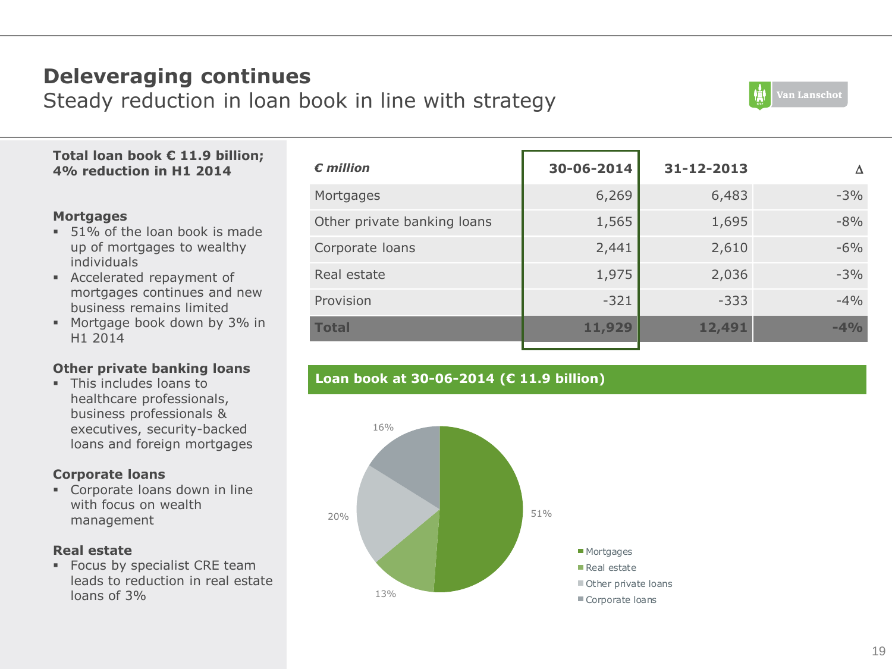# Deleveraging continues

## Steady reduction in loan book in line with strategy

**Total loan book € 11.9 billion; 4% reduction in H1 2014**

**Mortgages**

- 51% of the loan book is made up of mortgages to wealthy individuals
- Accelerated repayment of mortgages continues and new business remains limited
- Mortgage book down by 3% in H1 2014

**Other private banking loans**

- This includes loans to healthcare professionals, business professionals & executives, security-backed loans and foreign mortgages

**Corporate loans**

- Corporate loans down in line with focus on wealth management

**Real estate**

- Focus by specialist CRE team leads to reduction in real estate loans of 3%

| *€ million* | 30-06-2014 | 31-12-2013 | Δ |
|---|---|---|---|
| Mortgages | 6,269 | 6,483 | -3% |
| Other private banking loans | 1,565 | 1,695 | -8% |
| Corporate loans | 2,441 | 2,610 | -6% |
| Real estate | 1,975 | 2,036 | -3% |
| Provision | -321 | -333 | -4% |
| **Total** | **11,929** | **12,491** | **-4%** |

**Loan book at 30-06-2014 (€ 11.9 billion)**

- Mortgages: 51%
- Real estate: 13%
- Other private loans: 20%
- Corporate loans: 16%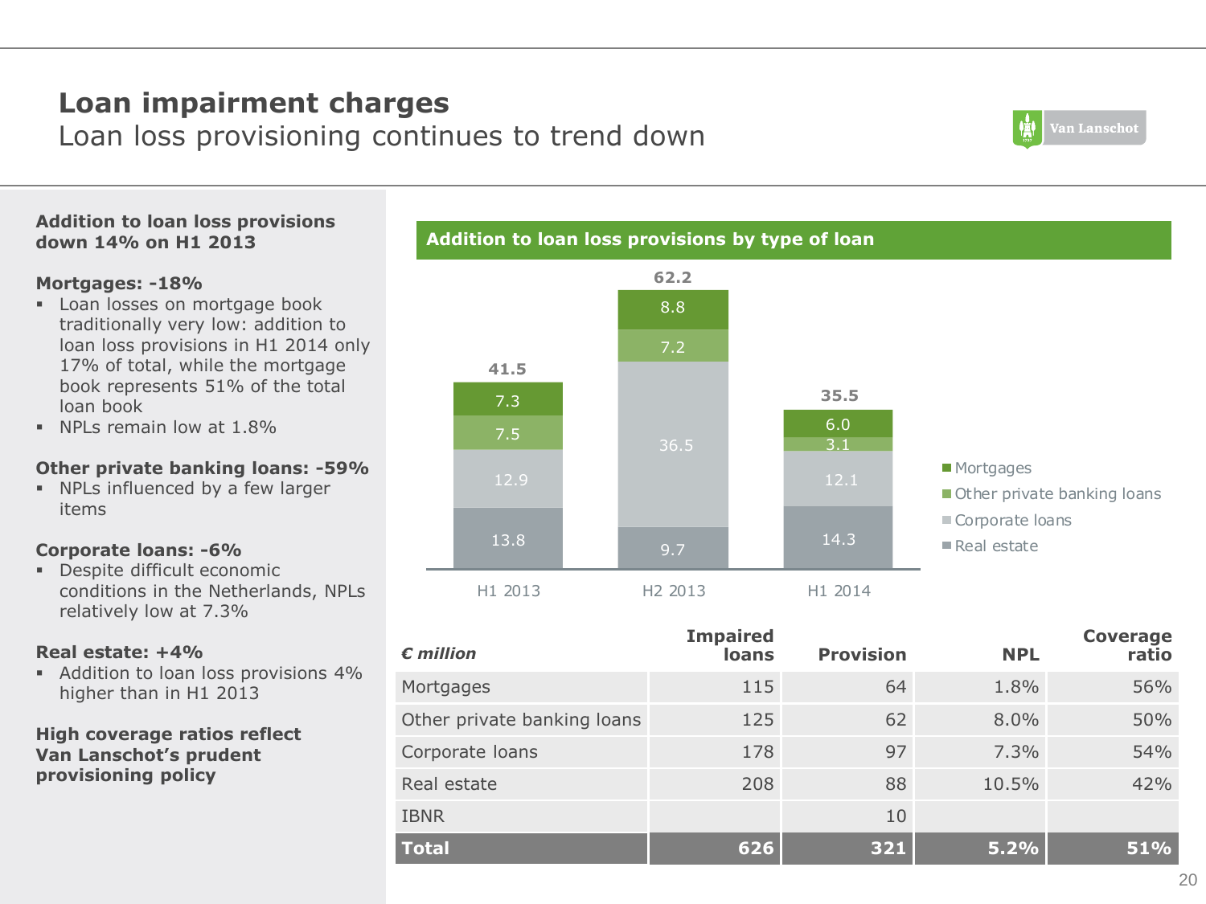# Loan impairment charges

## Loan loss provisioning continues to trend down

**Addition to loan loss provisions down 14% on H1 2013**

**Mortgages: -18%**

- Loan losses on mortgage book traditionally very low: addition to loan loss provisions in H1 2014 only 17% of total, while the mortgage book represents 51% of the total loan book
- NPLs remain low at 1.8%

**Other private banking loans: -59%**

- NPLs influenced by a few larger items

**Corporate loans: -6%**

- Despite difficult economic conditions in the Netherlands, NPLs relatively low at 7.3%

**Real estate: +4%**

- Addition to loan loss provisions 4% higher than in H1 2013

**High coverage ratios reflect Van Lanschot's prudent provisioning policy**

**Addition to loan loss provisions by type of loan**

| | H1 2013 | H2 2013 | H1 2014 |
|---|---|---|---|
| Mortgages | 7.3 | 8.8 | 6.0 |
| Other private banking loans | 7.5 | 7.2 | 3.1 |
| Corporate loans | 12.9 | 36.5 | 12.1 |
| Real estate | 13.8 | 9.7 | 14.3 |
| **Total** | **41.5** | **62.2** | **35.5** |

| *€ million* | Impaired loans | Provision | NPL | Coverage ratio |
|---|---|---|---|---|
| Mortgages | 115 | 64 | 1.8% | 56% |
| Other private banking loans | 125 | 62 | 8.0% | 50% |
| Corporate loans | 178 | 97 | 7.3% | 54% |
| Real estate | 208 | 88 | 10.5% | 42% |
| IBNR | | 10 | | |
| **Total** | **626** | **321** | **5.2%** | **51%** |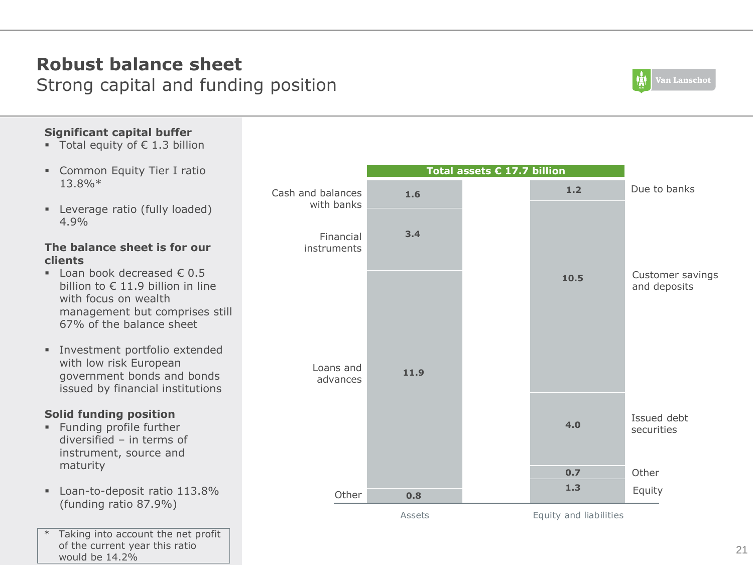# Robust balance sheet

## Strong capital and funding position

**Significant capital buffer**

- Total equity of € 1.3 billion
- Common Equity Tier I ratio 13.8%*
- Leverage ratio (fully loaded) 4.9%

**The balance sheet is for our clients**

- Loan book decreased € 0.5 billion to € 11.9 billion in line with focus on wealth management but comprises still 67% of the balance sheet
- Investment portfolio extended with low risk European government bonds and bonds issued by financial institutions

**Solid funding position**

- Funding profile further diversified – in terms of instrument, source and maturity
- Loan-to-deposit ratio 113.8% (funding ratio 87.9%)

\* Taking into account the net profit of the current year this ratio would be 14.2%

**Total assets € 17.7 billion**

| Assets | € billion |
|---|---|
| Cash and balances with banks | 1.6 |
| Financial instruments | 3.4 |
| Loans and advances | 11.9 |
| Other | 0.8 |

| Equity and liabilities | € billion |
|---|---|
| Due to banks | 1.2 |
| Customer savings and deposits | 10.5 |
| Issued debt securities | 4.0 |
| Other | 0.7 |
| Equity | 1.3 |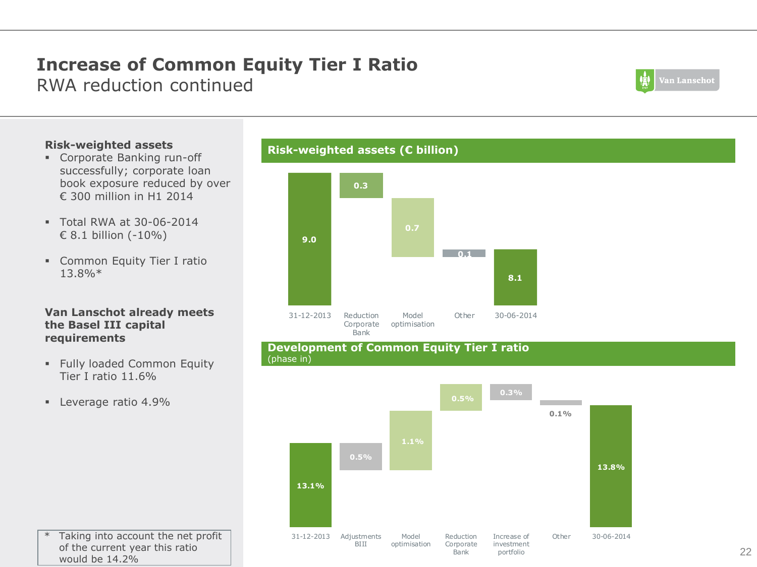# Increase of Common Equity Tier I Ratio

## RWA reduction continued

**Risk-weighted assets**

- Corporate Banking run-off successfully; corporate loan book exposure reduced by over € 300 million in H1 2014
- Total RWA at 30-06-2014 € 8.1 billion (-10%)
- Common Equity Tier I ratio 13.8%*

**Van Lanschot already meets the Basel III capital requirements**

- Fully loaded Common Equity Tier I ratio 11.6%
- Leverage ratio 4.9%

\* Taking into account the net profit of the current year this ratio would be 14.2%

### Risk-weighted assets (€ billion)

| 31-12-2013 | Reduction Corporate Bank | Model optimisation | Other | 30-06-2014 |
|---|---|---|---|---|
| 9.0 | 0.3 | 0.7 | 0.1 | 8.1 |

### Development of Common Equity Tier I ratio
(phase in)

| 31-12-2013 | Adjustments BIII | Model optimisation | Reduction Corporate Bank | Increase of investment portfolio | Other | 30-06-2014 |
|---|---|---|---|---|---|---|
| 13.1% | 0.5% | 1.1% | 0.5% | 0.3% | 0.1% | 13.8% |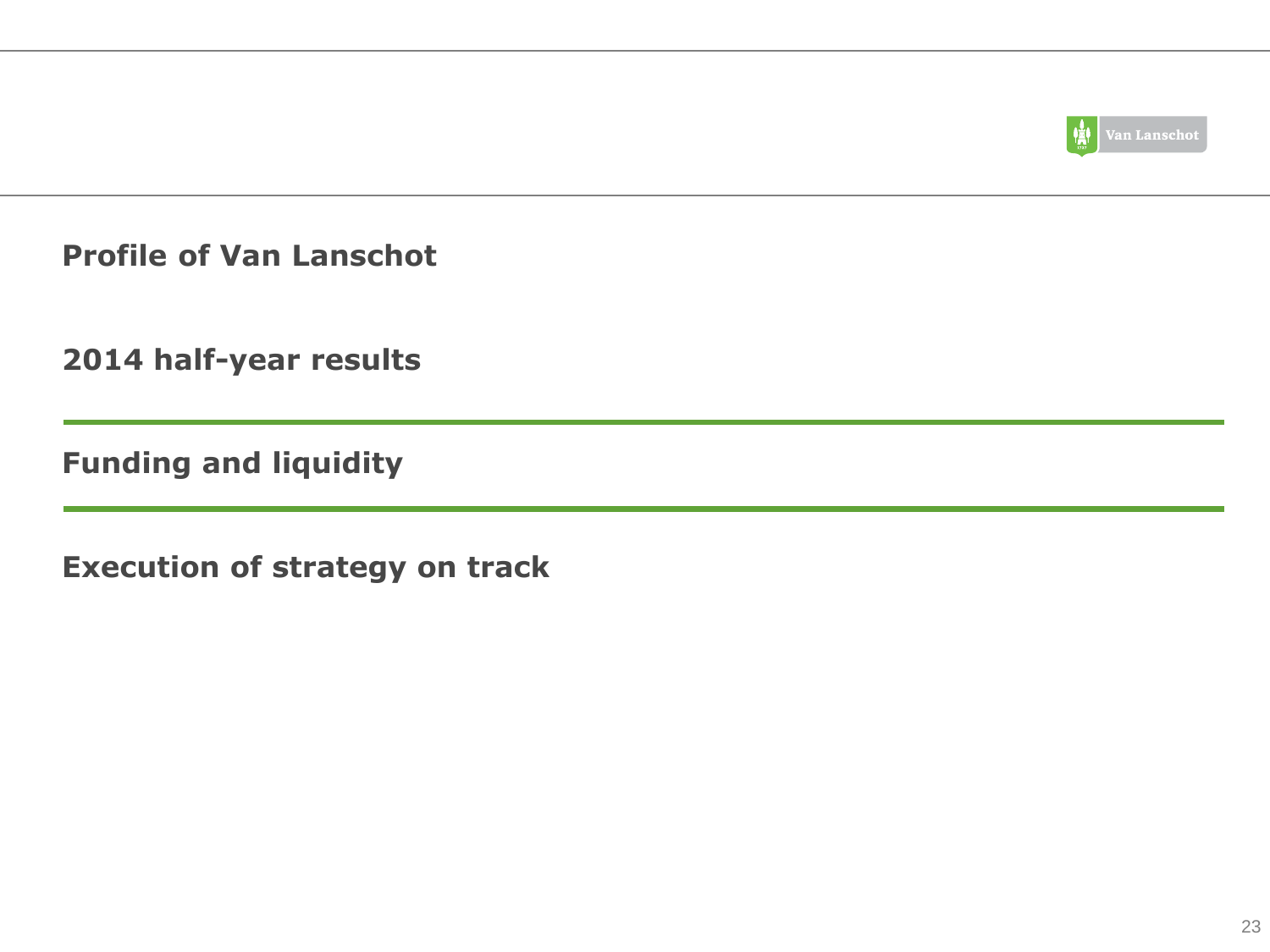Profile of Van Lanschot

2014 half-year results

**Funding and liquidity**

Execution of strategy on track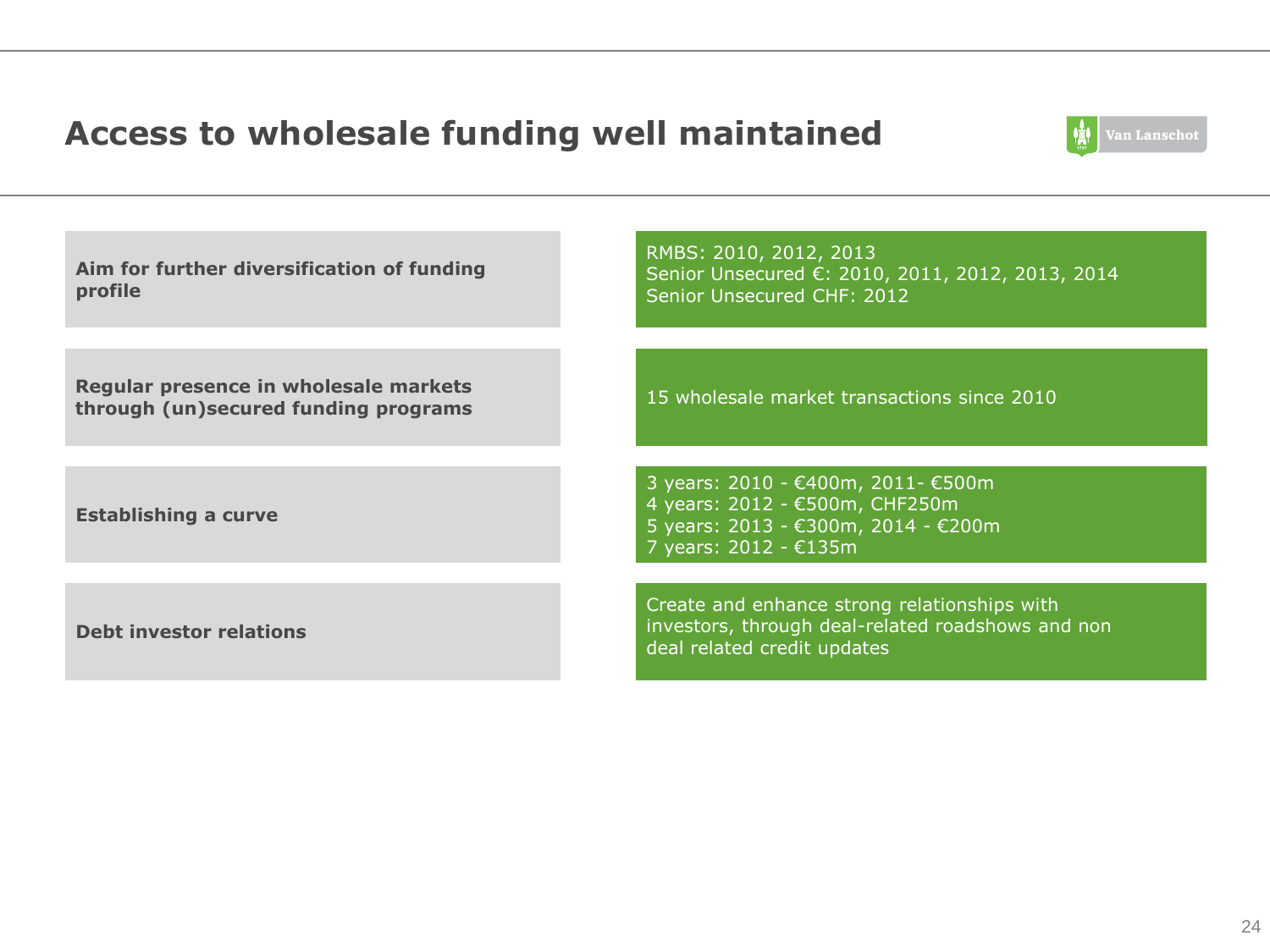# Access to wholesale funding well maintained

| | |
|---|---|
| **Aim for further diversification of funding profile** | RMBS: 2010, 2012, 2013<br>Senior Unsecured €: 2010, 2011, 2012, 2013, 2014<br>Senior Unsecured CHF: 2012 |
| **Regular presence in wholesale markets through (un)secured funding programs** | 15 wholesale market transactions since 2010 |
| **Establishing a curve** | 3 years: 2010 - €400m, 2011- €500m<br>4 years: 2012 - €500m, CHF250m<br>5 years: 2013 - €300m, 2014 - €200m<br>7 years: 2012 - €135m |
| **Debt investor relations** | Create and enhance strong relationships with investors, through deal-related roadshows and non deal related credit updates |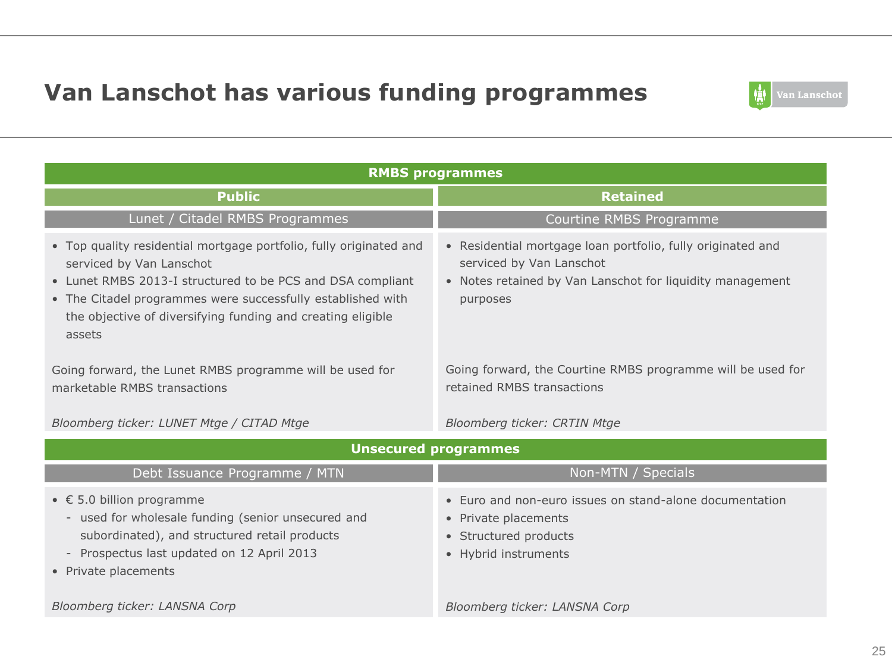# Van Lanschot has various funding programmes

## RMBS programmes

### Public

#### Lunet / Citadel RMBS Programmes

- Top quality residential mortgage portfolio, fully originated and serviced by Van Lanschot
- Lunet RMBS 2013-I structured to be PCS and DSA compliant
- The Citadel programmes were successfully established with the objective of diversifying funding and creating eligible assets

Going forward, the Lunet RMBS programme will be used for marketable RMBS transactions

*Bloomberg ticker: LUNET Mtge / CITAD Mtge*

### Retained

#### Courtine RMBS Programme

- Residential mortgage loan portfolio, fully originated and serviced by Van Lanschot
- Notes retained by Van Lanschot for liquidity management purposes

Going forward, the Courtine RMBS programme will be used for retained RMBS transactions

*Bloomberg ticker: CRTIN Mtge*

## Unsecured programmes

#### Debt Issuance Programme / MTN

- € 5.0 billion programme
  - used for wholesale funding (senior unsecured and subordinated), and structured retail products
  - Prospectus last updated on 12 April 2013
- Private placements

*Bloomberg ticker: LANSNA Corp*

#### Non-MTN / Specials

- Euro and non-euro issues on stand-alone documentation
- Private placements
- Structured products
- Hybrid instruments

*Bloomberg ticker: LANSNA Corp*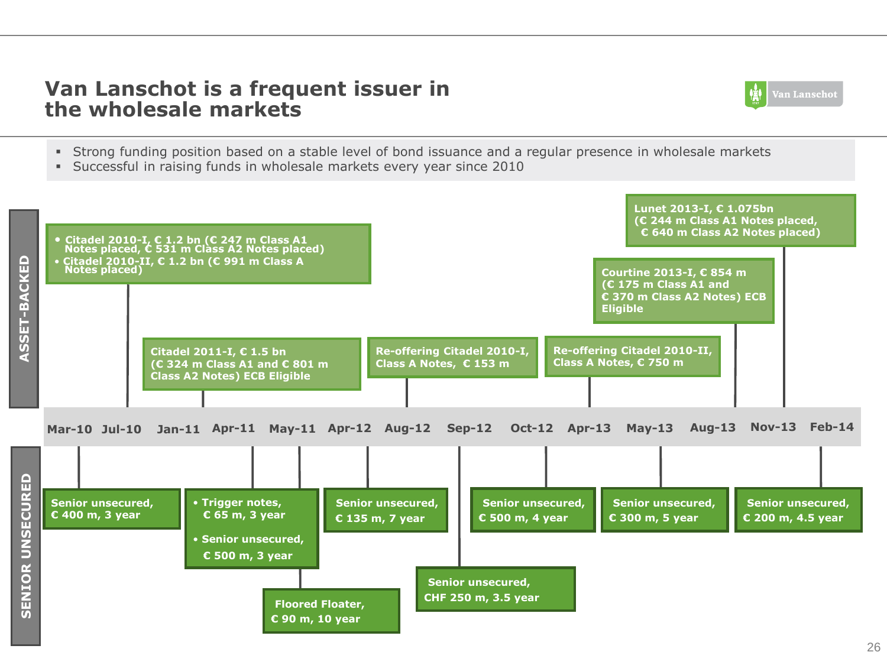# Van Lanschot is a frequent issuer in the wholesale markets

- Strong funding position based on a stable level of bond issuance and a regular presence in wholesale markets
- Successful in raising funds in wholesale markets every year since 2010

**ASSET-BACKED**

- Jul-10:
  - Citadel 2010-I, € 1.2 bn (€ 247 m Class A1 Notes placed, € 531 m Class A2 Notes placed)
  - Citadel 2010-II, € 1.2 bn (€ 991 m Class A Notes placed)
- Jan-11: Citadel 2011-I, € 1.5 bn (€ 324 m Class A1 and € 801 m Class A2 Notes) ECB Eligible
- Aug-12: Re-offering Citadel 2010-I, Class A Notes, € 153 m
- Apr-13: Re-offering Citadel 2010-II, Class A Notes, € 750 m
- Aug-13: Courtine 2013-I, € 854 m (€ 175 m Class A1 and € 370 m Class A2 Notes) ECB Eligible
- Nov-13: Lunet 2013-I, € 1.075bn (€ 244 m Class A1 Notes placed, € 640 m Class A2 Notes placed)

**Timeline:** Mar-10 | Jul-10 | Jan-11 | Apr-11 | May-11 | Apr-12 | Aug-12 | Sep-12 | Oct-12 | Apr-13 | May-13 | Aug-13 | Nov-13 | Feb-14

**SENIOR UNSECURED**

- Mar-10: Senior unsecured, € 400 m, 3 year
- Apr-11:
  - Trigger notes, € 65 m, 3 year
  - Senior unsecured, € 500 m, 3 year
- May-11: Floored Floater, € 90 m, 10 year
- Apr-12: Senior unsecured, € 135 m, 7 year
- Sep-12: Senior unsecured, CHF 250 m, 3.5 year
- Oct-12: Senior unsecured, € 500 m, 4 year
- May-13: Senior unsecured, € 300 m, 5 year
- Feb-14: Senior unsecured, € 200 m, 4.5 year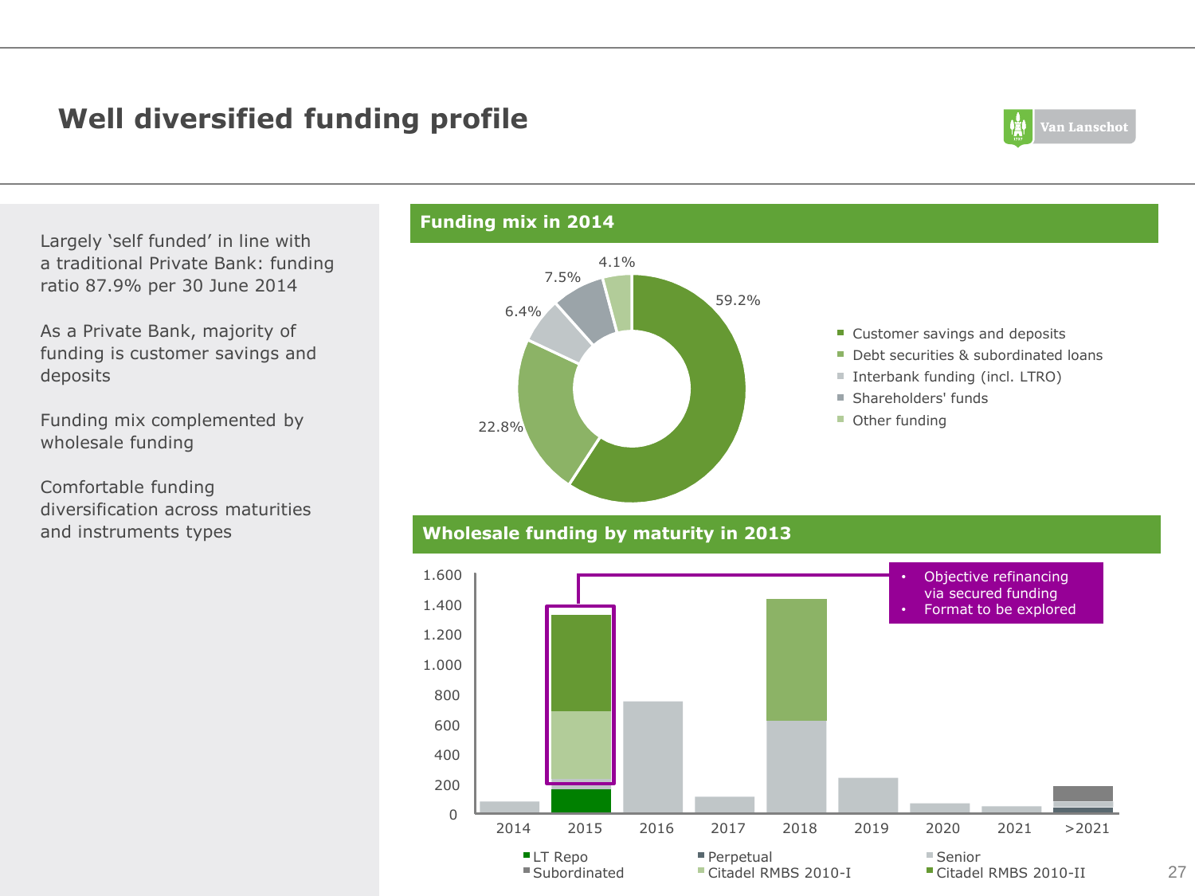# Well diversified funding profile

Largely 'self funded' in line with a traditional Private Bank: funding ratio 87.9% per 30 June 2014

As a Private Bank, majority of funding is customer savings and deposits

Funding mix complemented by wholesale funding

Comfortable funding diversification across maturities and instruments types

## Funding mix in 2014

| Category | Share |
|---|---|
| Customer savings and deposits | 59.2% |
| Debt securities & subordinated loans | 22.8% |
| Interbank funding (incl. LTRO) | 6.4% |
| Shareholders' funds | 7.5% |
| Other funding | 4.1% |

## Wholesale funding by maturity in 2013

- Objective refinancing via secured funding
- Format to be explored

Legend: LT Repo, Perpetual, Senior, Subordinated, Citadel RMBS 2010-I, Citadel RMBS 2010-II

Years: 2014, 2015, 2016, 2017, 2018, 2019, 2020, 2021, >2021

Axis: 0, 200, 400, 600, 800, 1.000, 1.200, 1.400, 1.600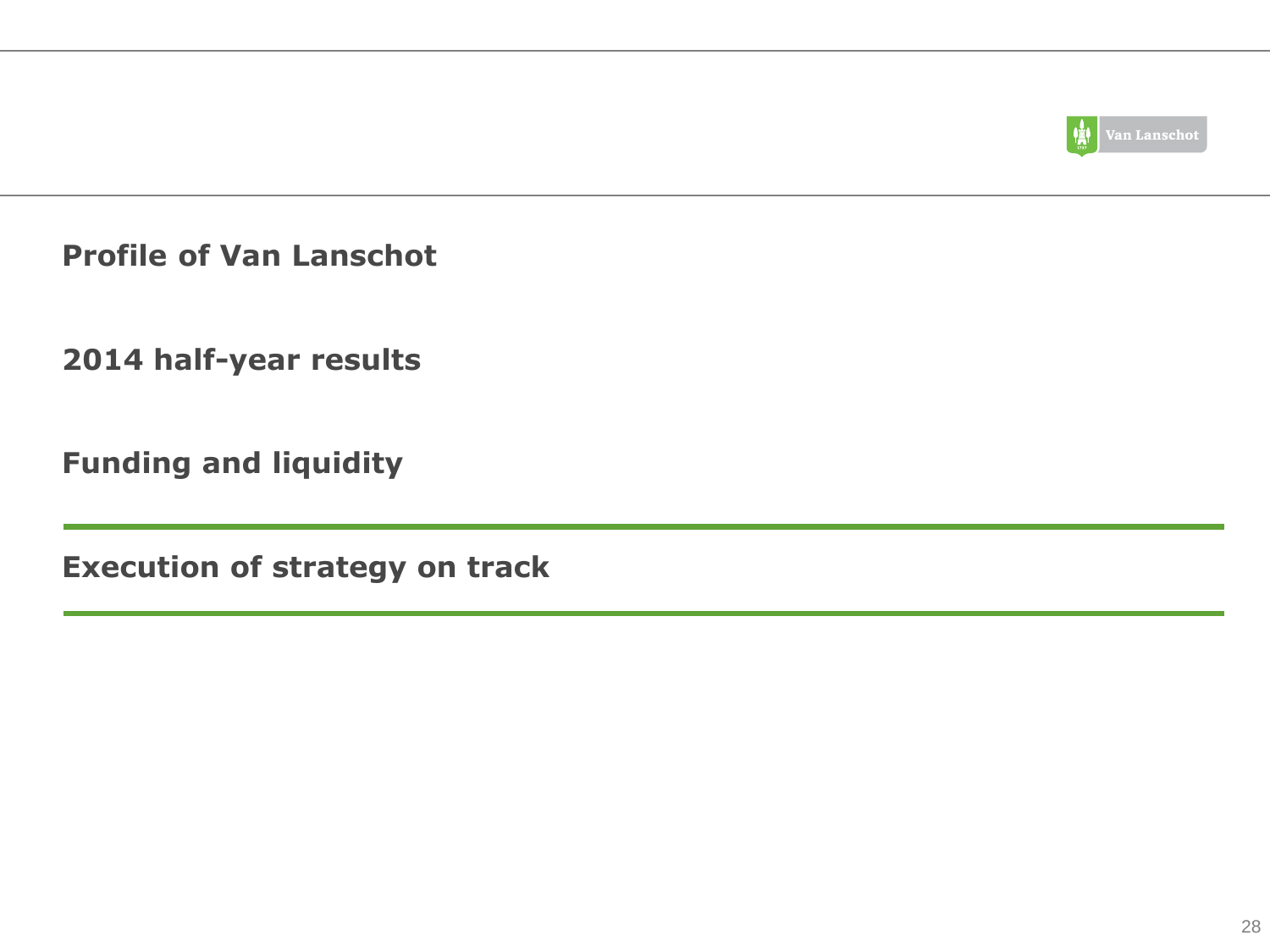Profile of Van Lanschot

2014 half-year results

Funding and liquidity

**Execution of strategy on track**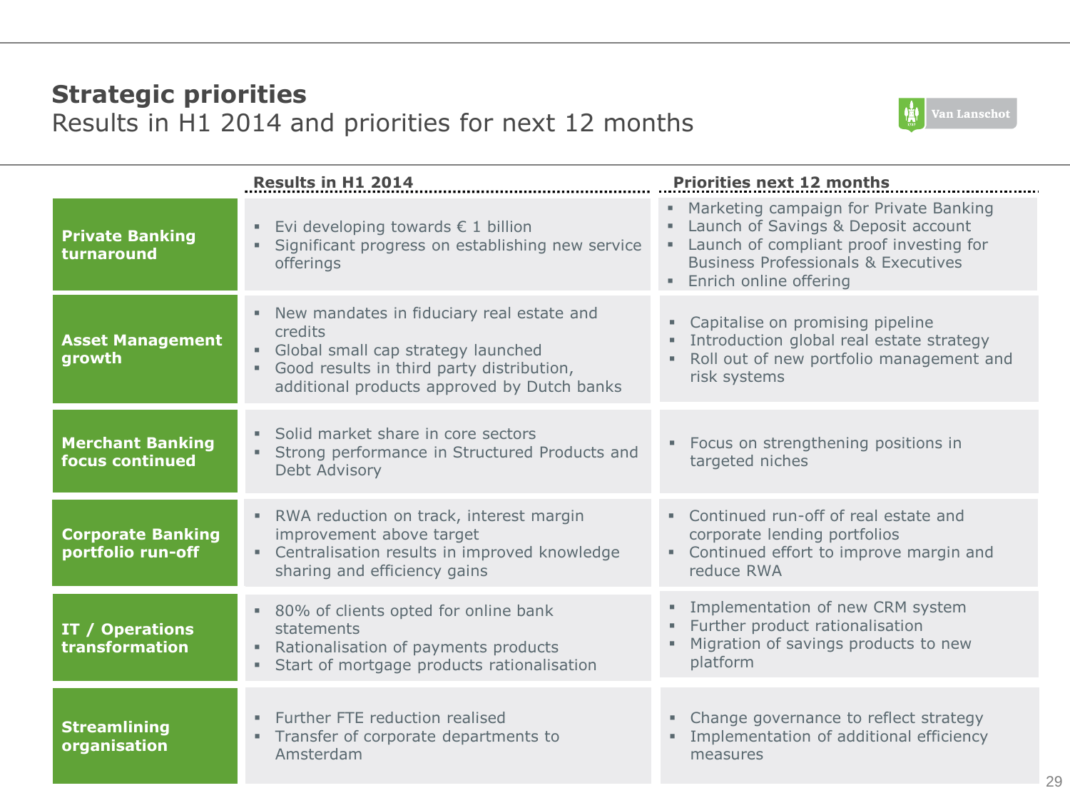## Strategic priorities

Results in H1 2014 and priorities for next 12 months

| | Results in H1 2014 | Priorities next 12 months |
|---|---|---|
| **Private Banking turnaround** | ▪ Evi developing towards € 1 billion<br>▪ Significant progress on establishing new service offerings | ▪ Marketing campaign for Private Banking<br>▪ Launch of Savings & Deposit account<br>▪ Launch of compliant proof investing for Business Professionals & Executives<br>▪ Enrich online offering |
| **Asset Management growth** | ▪ New mandates in fiduciary real estate and credits<br>▪ Global small cap strategy launched<br>▪ Good results in third party distribution, additional products approved by Dutch banks | ▪ Capitalise on promising pipeline<br>▪ Introduction global real estate strategy<br>▪ Roll out of new portfolio management and risk systems |
| **Merchant Banking focus continued** | ▪ Solid market share in core sectors<br>▪ Strong performance in Structured Products and Debt Advisory | ▪ Focus on strengthening positions in targeted niches |
| **Corporate Banking portfolio run-off** | ▪ RWA reduction on track, interest margin improvement above target<br>▪ Centralisation results in improved knowledge sharing and efficiency gains | ▪ Continued run-off of real estate and corporate lending portfolios<br>▪ Continued effort to improve margin and reduce RWA |
| **IT / Operations transformation** | ▪ 80% of clients opted for online bank statements<br>▪ Rationalisation of payments products<br>▪ Start of mortgage products rationalisation | ▪ Implementation of new CRM system<br>▪ Further product rationalisation<br>▪ Migration of savings products to new platform |
| **Streamlining organisation** | ▪ Further FTE reduction realised<br>▪ Transfer of corporate departments to Amsterdam | ▪ Change governance to reflect strategy<br>▪ Implementation of additional efficiency measures |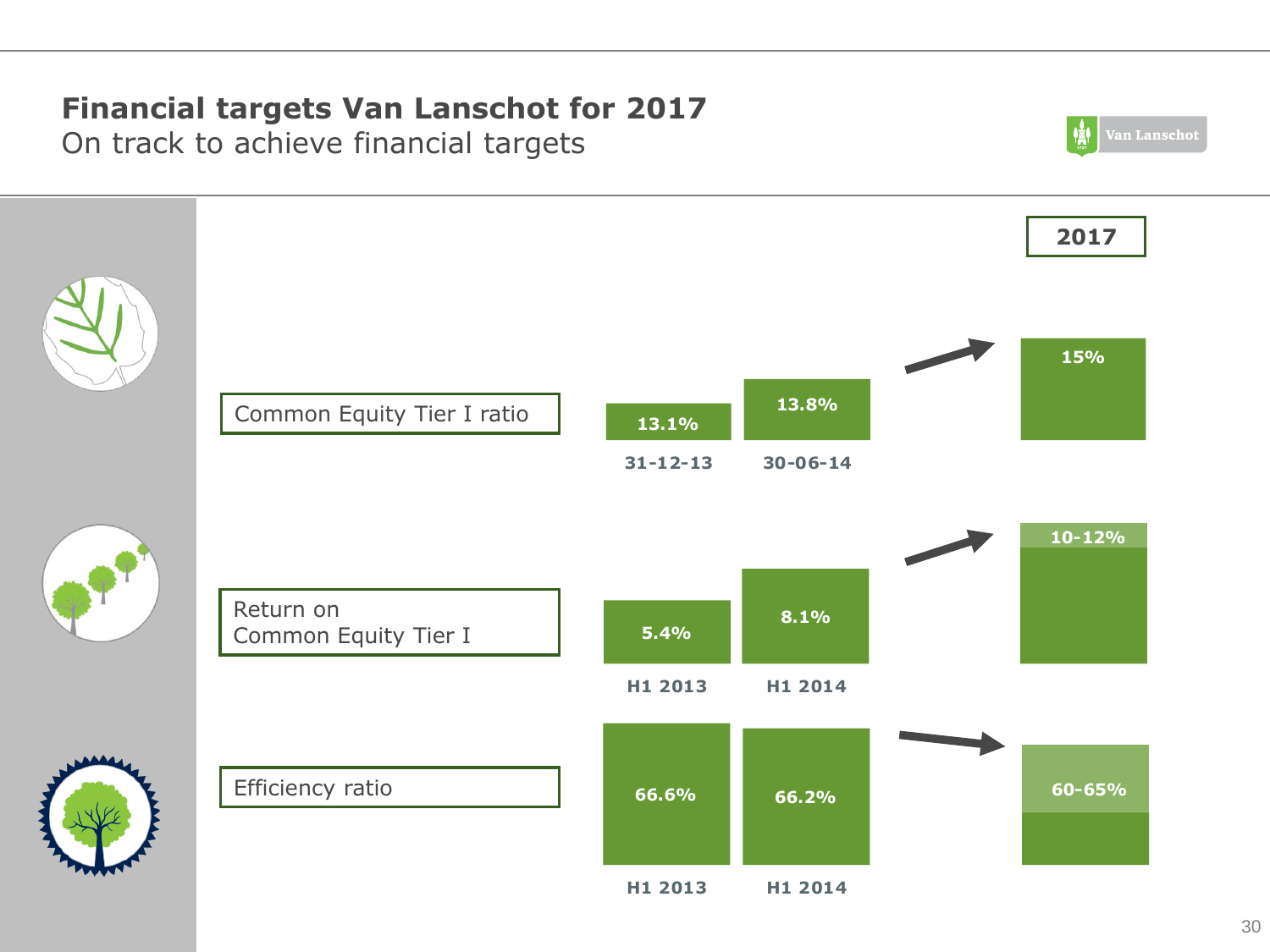# Financial targets Van Lanschot for 2017

On track to achieve financial targets

| Metric | | | 2017 |
| --- | --- | --- | --- |
| Common Equity Tier I ratio | 31-12-13: 13.1% | 30-06-14: 13.8% | 15% |
| Return on Common Equity Tier I | H1 2013: 5.4% | H1 2014: 8.1% | 10-12% |
| Efficiency ratio | H1 2013: 66.6% | H1 2014: 66.2% | 60-65% |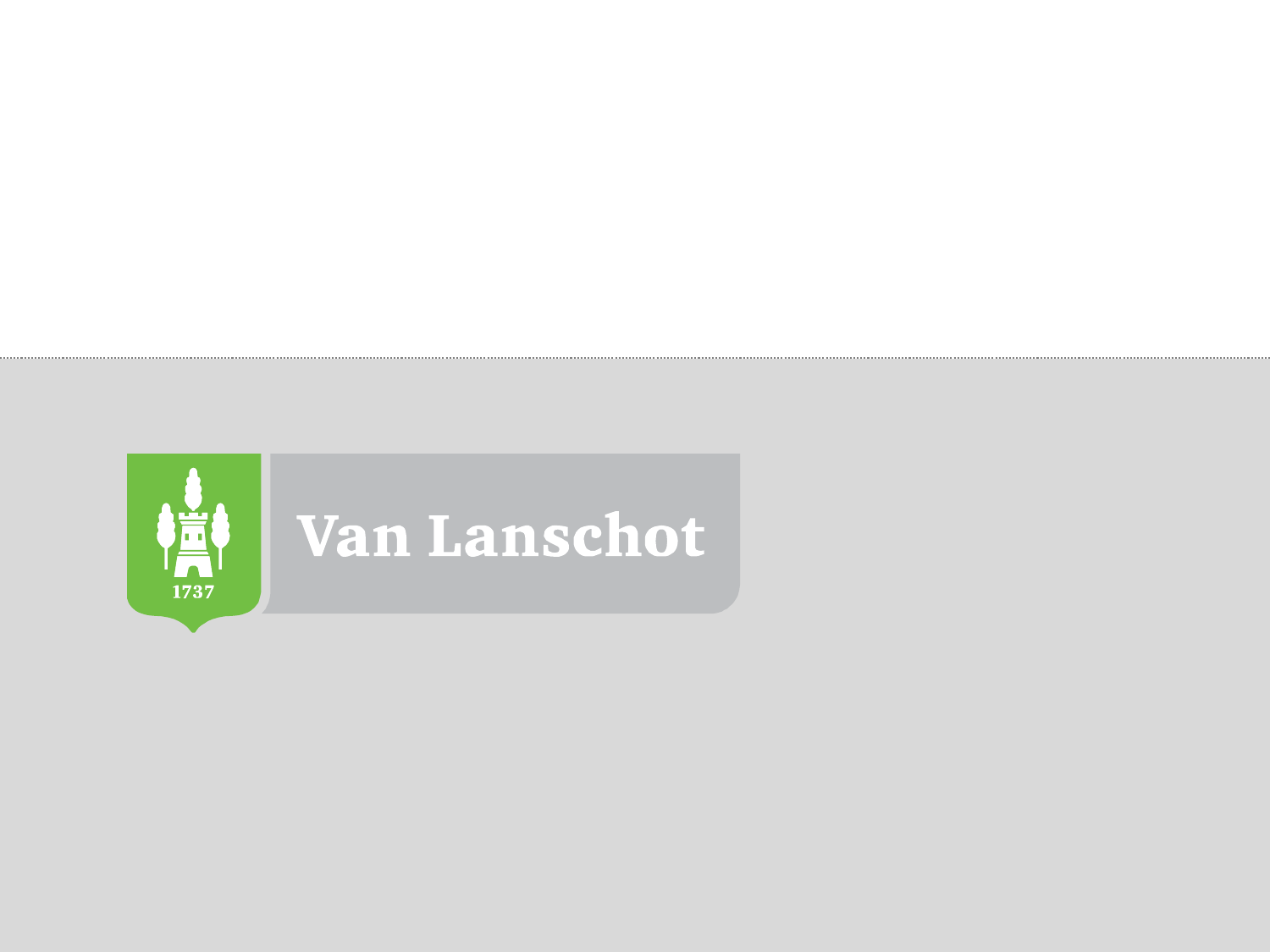Van Lanschot

1737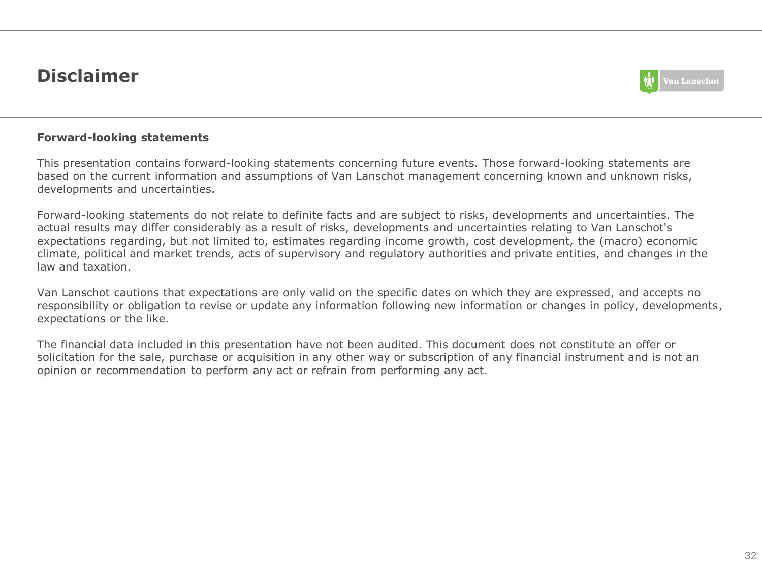# Disclaimer

**Forward-looking statements**

This presentation contains forward-looking statements concerning future events. Those forward-looking statements are based on the current information and assumptions of Van Lanschot management concerning known and unknown risks, developments and uncertainties.

Forward-looking statements do not relate to definite facts and are subject to risks, developments and uncertainties. The actual results may differ considerably as a result of risks, developments and uncertainties relating to Van Lanschot's expectations regarding, but not limited to, estimates regarding income growth, cost development, the (macro) economic climate, political and market trends, acts of supervisory and regulatory authorities and private entities, and changes in the law and taxation.

Van Lanschot cautions that expectations are only valid on the specific dates on which they are expressed, and accepts no responsibility or obligation to revise or update any information following new information or changes in policy, developments, expectations or the like.

The financial data included in this presentation have not been audited. This document does not constitute an offer or solicitation for the sale, purchase or acquisition in any other way or subscription of any financial instrument and is not an opinion or recommendation to perform any act or refrain from performing any act.